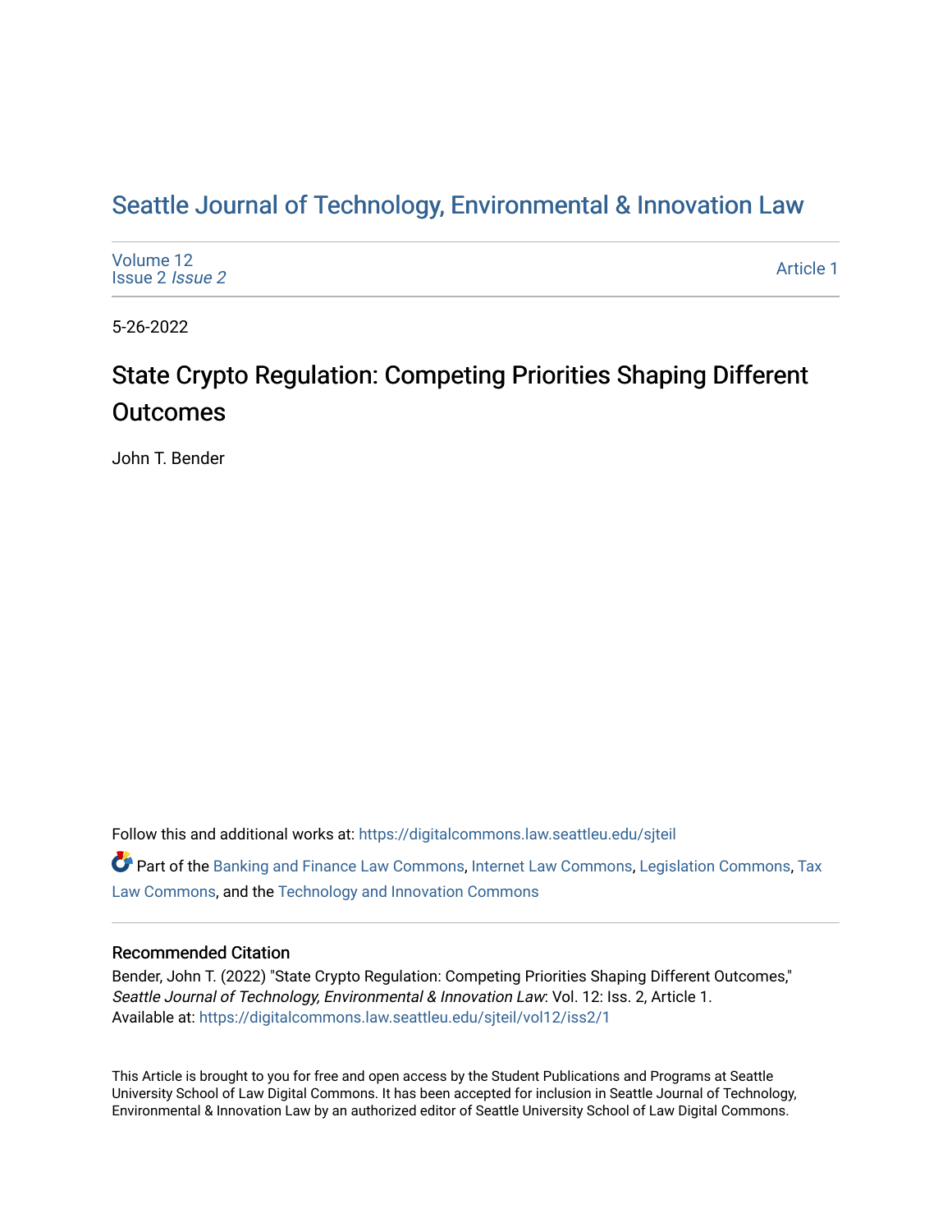# Seattle Journal of Technology, Environmental & Innovation Law

Volume 12
Issue 2 *Issue 2*

Article 1

5-26-2022

## State Crypto Regulation: Competing Priorities Shaping Different Outcomes

John T. Bender

Follow this and additional works at: https://digitalcommons.law.seattleu.edu/sjteil

Part of the Banking and Finance Law Commons, Internet Law Commons, Legislation Commons, Tax Law Commons, and the Technology and Innovation Commons

### Recommended Citation

Bender, John T. (2022) "State Crypto Regulation: Competing Priorities Shaping Different Outcomes," *Seattle Journal of Technology, Environmental & Innovation Law*: Vol. 12: Iss. 2, Article 1.
Available at: https://digitalcommons.law.seattleu.edu/sjteil/vol12/iss2/1

This Article is brought to you for free and open access by the Student Publications and Programs at Seattle University School of Law Digital Commons. It has been accepted for inclusion in Seattle Journal of Technology, Environmental & Innovation Law by an authorized editor of Seattle University School of Law Digital Commons.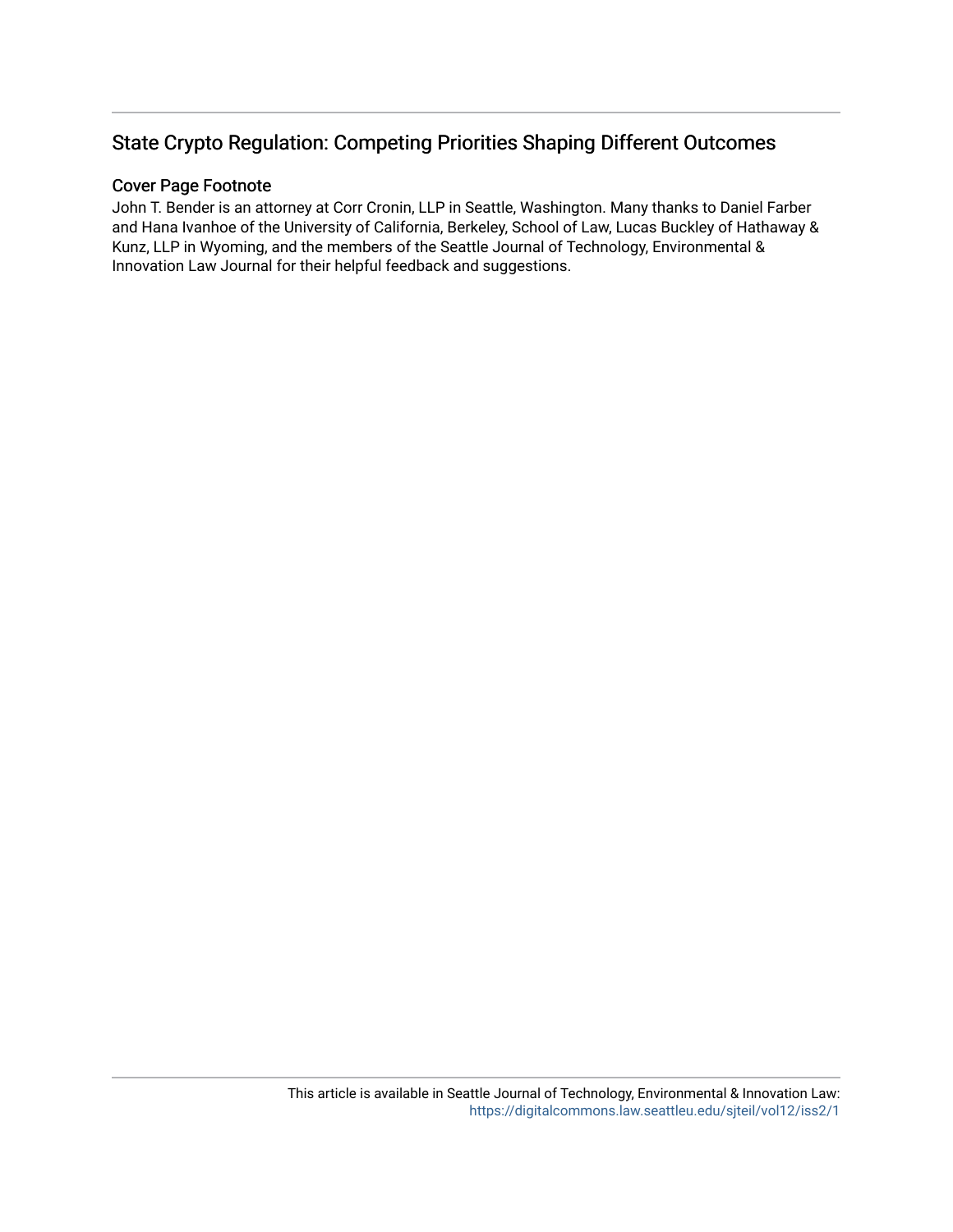# State Crypto Regulation: Competing Priorities Shaping Different Outcomes

## Cover Page Footnote

John T. Bender is an attorney at Corr Cronin, LLP in Seattle, Washington. Many thanks to Daniel Farber and Hana Ivanhoe of the University of California, Berkeley, School of Law, Lucas Buckley of Hathaway & Kunz, LLP in Wyoming, and the members of the Seattle Journal of Technology, Environmental & Innovation Law Journal for their helpful feedback and suggestions.

This article is available in Seattle Journal of Technology, Environmental & Innovation Law: https://digitalcommons.law.seattleu.edu/sjteil/vol12/iss2/1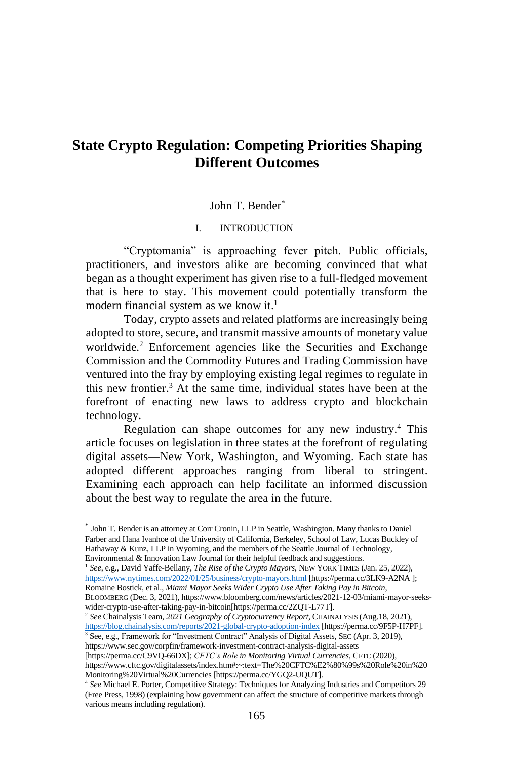# State Crypto Regulation: Competing Priorities Shaping Different Outcomes

John T. Bender*

## I. INTRODUCTION

"Cryptomania" is approaching fever pitch. Public officials, practitioners, and investors alike are becoming convinced that what began as a thought experiment has given rise to a full-fledged movement that is here to stay. This movement could potentially transform the modern financial system as we know it.[1]

Today, crypto assets and related platforms are increasingly being adopted to store, secure, and transmit massive amounts of monetary value worldwide.[2] Enforcement agencies like the Securities and Exchange Commission and the Commodity Futures and Trading Commission have ventured into the fray by employing existing legal regimes to regulate in this new frontier.[3] At the same time, individual states have been at the forefront of enacting new laws to address crypto and blockchain technology.

Regulation can shape outcomes for any new industry.[4] This article focuses on legislation in three states at the forefront of regulating digital assets—New York, Washington, and Wyoming. Each state has adopted different approaches ranging from liberal to stringent. Examining each approach can help facilitate an informed discussion about the best way to regulate the area in the future.

---

\* John T. Bender is an attorney at Corr Cronin, LLP in Seattle, Washington. Many thanks to Daniel Farber and Hana Ivanhoe of the University of California, Berkeley, School of Law, Lucas Buckley of Hathaway & Kunz, LLP in Wyoming, and the members of the Seattle Journal of Technology, Environmental & Innovation Law Journal for their helpful feedback and suggestions.

[1] *See*, e.g., David Yaffe-Bellany, *The Rise of the Crypto Mayors*, NEW YORK TIMES (Jan. 25, 2022), https://www.nytimes.com/2022/01/25/business/crypto-mayors.html [https://perma.cc/3LK9-A2NA ]; Romaine Bostick, et al., *Miami Mayor Seeks Wider Crypto Use After Taking Pay in Bitcoin*, BLOOMBERG (Dec. 3, 2021), https://www.bloomberg.com/news/articles/2021-12-03/miami-mayor-seeks-wider-crypto-use-after-taking-pay-in-bitcoin[https://perma.cc/2ZQT-L77T].

[2] *See* Chainalysis Team, *2021 Geography of Cryptocurrency Report*, CHAINALYSIS (Aug.18, 2021), https://blog.chainalysis.com/reports/2021-global-crypto-adoption-index [https://perma.cc/9F5P-H7PF].

[3] See, e.g., Framework for "Investment Contract" Analysis of Digital Assets, SEC (Apr. 3, 2019), https://www.sec.gov/corpfin/framework-investment-contract-analysis-digital-assets [https://perma.cc/C9VQ-66DX]; *CFTC's Role in Monitoring Virtual Currencies*, CFTC (2020), https://www.cftc.gov/digitalassets/index.htm#:~:text=The%20CFTC%E2%80%99s%20Role%20in%20Monitoring%20Virtual%20Currencies [https://perma.cc/YGQ2-UQUT].

[4] *See* Michael E. Porter, Competitive Strategy: Techniques for Analyzing Industries and Competitors 29 (Free Press, 1998) (explaining how government can affect the structure of competitive markets through various means including regulation).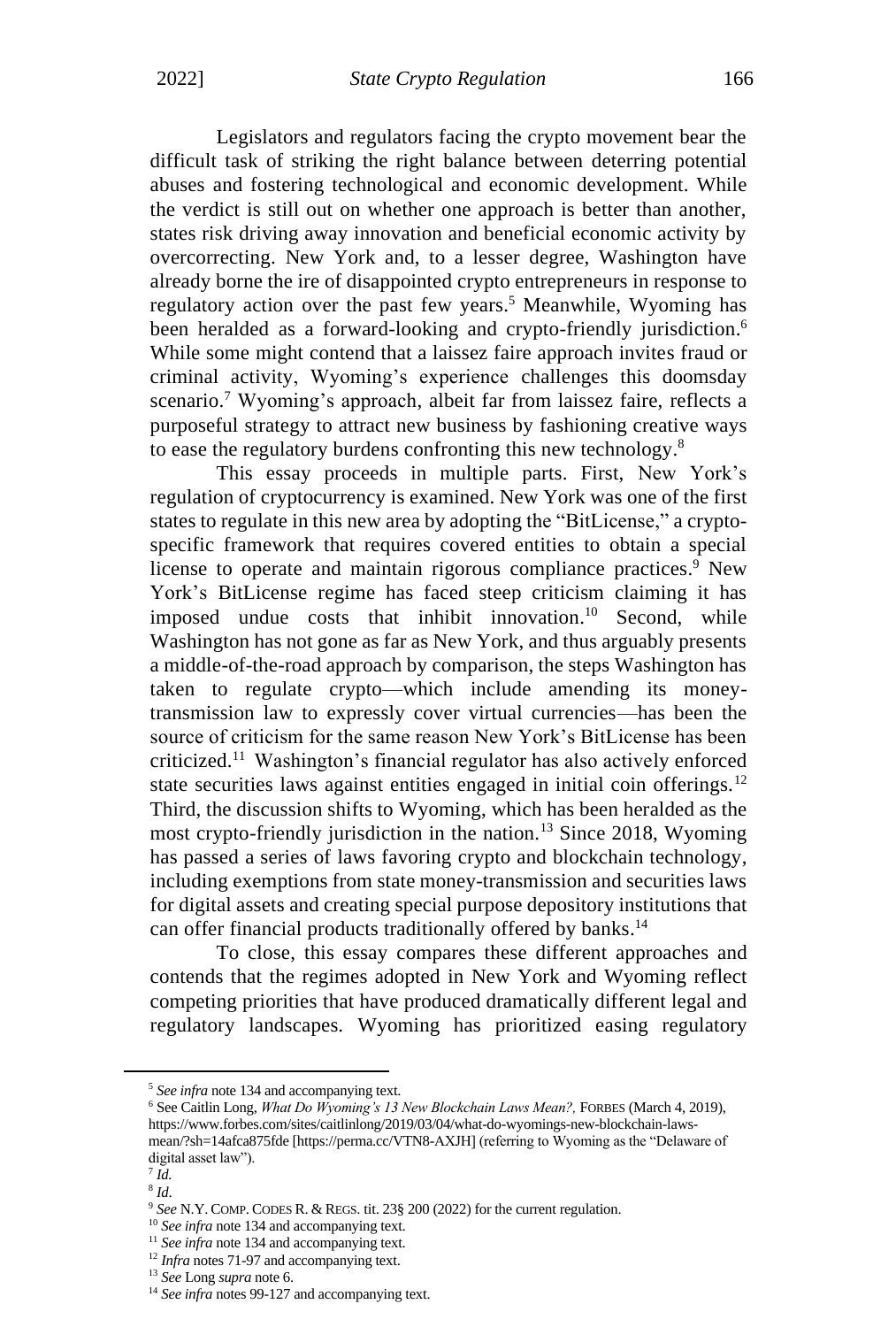Legislators and regulators facing the crypto movement bear the difficult task of striking the right balance between deterring potential abuses and fostering technological and economic development. While the verdict is still out on whether one approach is better than another, states risk driving away innovation and beneficial economic activity by overcorrecting. New York and, to a lesser degree, Washington have already borne the ire of disappointed crypto entrepreneurs in response to regulatory action over the past few years.[5] Meanwhile, Wyoming has been heralded as a forward-looking and crypto-friendly jurisdiction.[6] While some might contend that a laissez faire approach invites fraud or criminal activity, Wyoming's experience challenges this doomsday scenario.[7] Wyoming's approach, albeit far from laissez faire, reflects a purposeful strategy to attract new business by fashioning creative ways to ease the regulatory burdens confronting this new technology.[8]

This essay proceeds in multiple parts. First, New York's regulation of cryptocurrency is examined. New York was one of the first states to regulate in this new area by adopting the "BitLicense," a crypto-specific framework that requires covered entities to obtain a special license to operate and maintain rigorous compliance practices.[9] New York's BitLicense regime has faced steep criticism claiming it has imposed undue costs that inhibit innovation.[10] Second, while Washington has not gone as far as New York, and thus arguably presents a middle-of-the-road approach by comparison, the steps Washington has taken to regulate crypto—which include amending its money-transmission law to expressly cover virtual currencies—has been the source of criticism for the same reason New York's BitLicense has been criticized.[11] Washington's financial regulator has also actively enforced state securities laws against entities engaged in initial coin offerings.[12] Third, the discussion shifts to Wyoming, which has been heralded as the most crypto-friendly jurisdiction in the nation.[13] Since 2018, Wyoming has passed a series of laws favoring crypto and blockchain technology, including exemptions from state money-transmission and securities laws for digital assets and creating special purpose depository institutions that can offer financial products traditionally offered by banks.[14]

To close, this essay compares these different approaches and contends that the regimes adopted in New York and Wyoming reflect competing priorities that have produced dramatically different legal and regulatory landscapes. Wyoming has prioritized easing regulatory

---

[5] *See infra* note 134 and accompanying text.

[6] See Caitlin Long, *What Do Wyoming's 13 New Blockchain Laws Mean?,* FORBES (March 4, 2019), https://www.forbes.com/sites/caitlinlong/2019/03/04/what-do-wyomings-new-blockchain-laws-mean/?sh=14afca875fde [https://perma.cc/VTN8-AXJH] (referring to Wyoming as the "Delaware of digital asset law").

[7] *Id.*

[8] *Id*.

[9] *See* N.Y. COMP. CODES R. & REGS. tit. 23§ 200 (2022) for the current regulation.

[10] *See infra* note 134 and accompanying text.

[11] *See infra* note 134 and accompanying text.

[12] *Infra* notes 71-97 and accompanying text.

[13] *See* Long *supra* note 6.

[14] *See infra* notes 99-127 and accompanying text.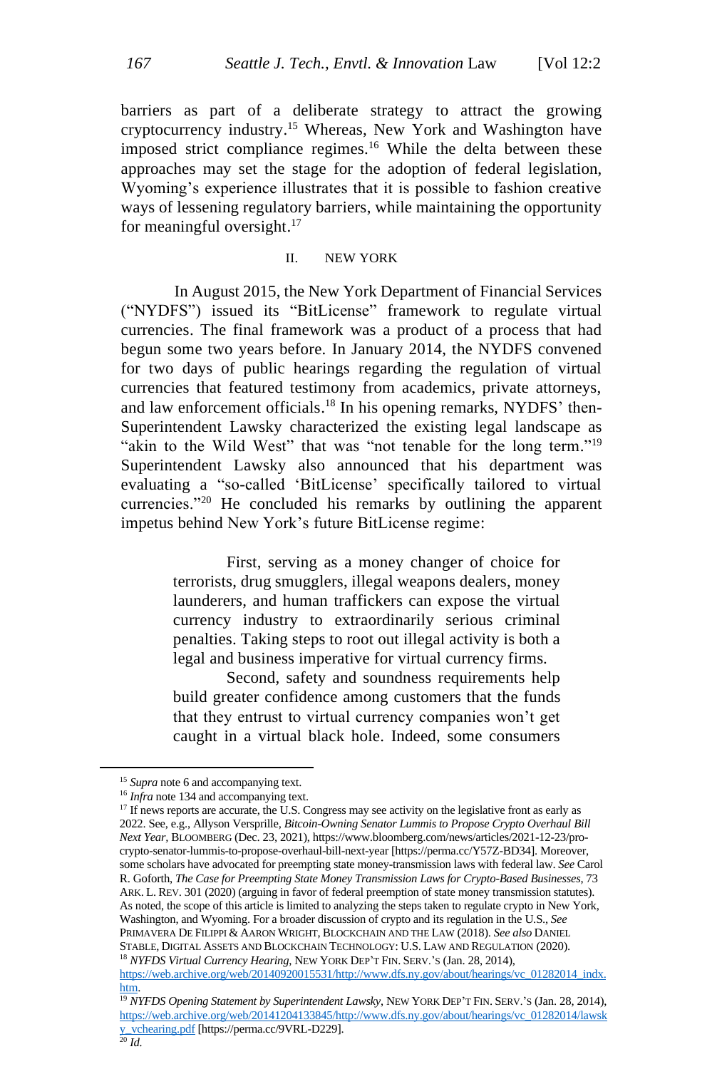barriers as part of a deliberate strategy to attract the growing cryptocurrency industry.[15] Whereas, New York and Washington have imposed strict compliance regimes.[16] While the delta between these approaches may set the stage for the adoption of federal legislation, Wyoming's experience illustrates that it is possible to fashion creative ways of lessening regulatory barriers, while maintaining the opportunity for meaningful oversight.[17]

## II. NEW YORK

In August 2015, the New York Department of Financial Services ("NYDFS") issued its "BitLicense" framework to regulate virtual currencies. The final framework was a product of a process that had begun some two years before. In January 2014, the NYDFS convened for two days of public hearings regarding the regulation of virtual currencies that featured testimony from academics, private attorneys, and law enforcement officials.[18] In his opening remarks, NYDFS' then-Superintendent Lawsky characterized the existing legal landscape as "akin to the Wild West" that was "not tenable for the long term."[19] Superintendent Lawsky also announced that his department was evaluating a "so-called 'BitLicense' specifically tailored to virtual currencies."[20] He concluded his remarks by outlining the apparent impetus behind New York's future BitLicense regime:

> First, serving as a money changer of choice for terrorists, drug smugglers, illegal weapons dealers, money launderers, and human traffickers can expose the virtual currency industry to extraordinarily serious criminal penalties. Taking steps to root out illegal activity is both a legal and business imperative for virtual currency firms.
>
> Second, safety and soundness requirements help build greater confidence among customers that the funds that they entrust to virtual currency companies won't get caught in a virtual black hole. Indeed, some consumers

---

[15] *Supra* note 6 and accompanying text.

[16] *Infra* note 134 and accompanying text.

[17] If news reports are accurate, the U.S. Congress may see activity on the legislative front as early as 2022. See, e.g., Allyson Versprille, *Bitcoin-Owning Senator Lummis to Propose Crypto Overhaul Bill Next Year*, BLOOMBERG (Dec. 23, 2021), https://www.bloomberg.com/news/articles/2021-12-23/pro-crypto-senator-lummis-to-propose-overhaul-bill-next-year [https://perma.cc/Y57Z-BD34]. Moreover, some scholars have advocated for preempting state money-transmission laws with federal law. *See* Carol R. Goforth, *The Case for Preempting State Money Transmission Laws for Crypto-Based Businesses*, 73 ARK. L. REV. 301 (2020) (arguing in favor of federal preemption of state money transmission statutes). As noted, the scope of this article is limited to analyzing the steps taken to regulate crypto in New York, Washington, and Wyoming. For a broader discussion of crypto and its regulation in the U.S., *See* PRIMAVERA DE FILIPPI & AARON WRIGHT, BLOCKCHAIN AND THE LAW (2018). *See also* DANIEL STABLE, DIGITAL ASSETS AND BLOCKCHAIN TECHNOLOGY: U.S. LAW AND REGULATION (2020).

[18] *NYFDS Virtual Currency Hearing*, NEW YORK DEP'T FIN. SERV.'S (Jan. 28, 2014), https://web.archive.org/web/20140920015531/http://www.dfs.ny.gov/about/hearings/vc_01282014_indx.htm.

[19] *NYFDS Opening Statement by Superintendent Lawsky*, NEW YORK DEP'T FIN. SERV.'S (Jan. 28, 2014), https://web.archive.org/web/20141204133845/http://www.dfs.ny.gov/about/hearings/vc_01282014/lawsky_vchearing.pdf [https://perma.cc/9VRL-D229].

[20] *Id.*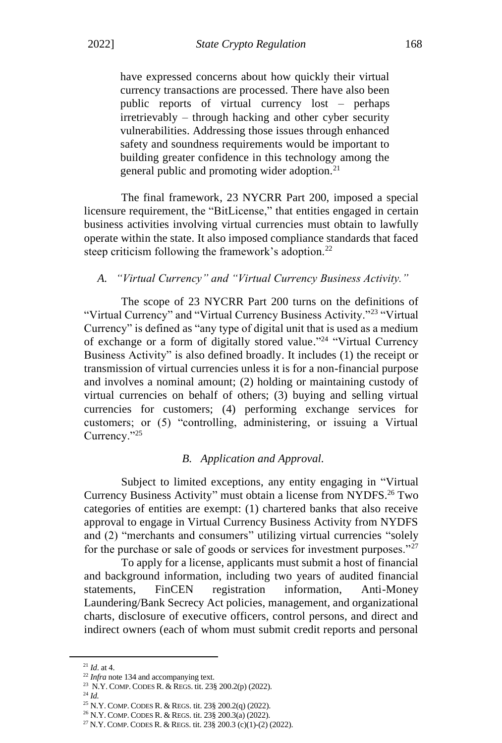have expressed concerns about how quickly their virtual currency transactions are processed. There have also been public reports of virtual currency lost – perhaps irretrievably – through hacking and other cyber security vulnerabilities. Addressing those issues through enhanced safety and soundness requirements would be important to building greater confidence in this technology among the general public and promoting wider adoption.[21]

The final framework, 23 NYCRR Part 200, imposed a special licensure requirement, the "BitLicense," that entities engaged in certain business activities involving virtual currencies must obtain to lawfully operate within the state. It also imposed compliance standards that faced steep criticism following the framework's adoption.[22]

### *A. "Virtual Currency" and "Virtual Currency Business Activity."*

The scope of 23 NYCRR Part 200 turns on the definitions of "Virtual Currency" and "Virtual Currency Business Activity."[23] "Virtual Currency" is defined as "any type of digital unit that is used as a medium of exchange or a form of digitally stored value."[24] "Virtual Currency Business Activity" is also defined broadly. It includes (1) the receipt or transmission of virtual currencies unless it is for a non-financial purpose and involves a nominal amount; (2) holding or maintaining custody of virtual currencies on behalf of others; (3) buying and selling virtual currencies for customers; (4) performing exchange services for customers; or (5) "controlling, administering, or issuing a Virtual Currency."[25]

### *B. Application and Approval.*

Subject to limited exceptions, any entity engaging in "Virtual Currency Business Activity" must obtain a license from NYDFS.[26] Two categories of entities are exempt: (1) chartered banks that also receive approval to engage in Virtual Currency Business Activity from NYDFS and (2) "merchants and consumers" utilizing virtual currencies "solely for the purchase or sale of goods or services for investment purposes."[27]

To apply for a license, applicants must submit a host of financial and background information, including two years of audited financial statements, FinCEN registration information, Anti-Money Laundering/Bank Secrecy Act policies, management, and organizational charts, disclosure of executive officers, control persons, and direct and indirect owners (each of whom must submit credit reports and personal

---

[21] *Id*. at 4.

[22] *Infra* note 134 and accompanying text.

[23] N.Y. COMP. CODES R. & REGS. tit. 23§ 200.2(p) (2022).

[24] *Id.*

[25] N.Y. COMP. CODES R. & REGS. tit. 23§ 200.2(q) (2022).

[26] N.Y. COMP. CODES R. & REGS. tit. 23§ 200.3(a) (2022).

[27] N.Y. COMP. CODES R. & REGS. tit. 23§ 200.3 (c)(1)-(2) (2022).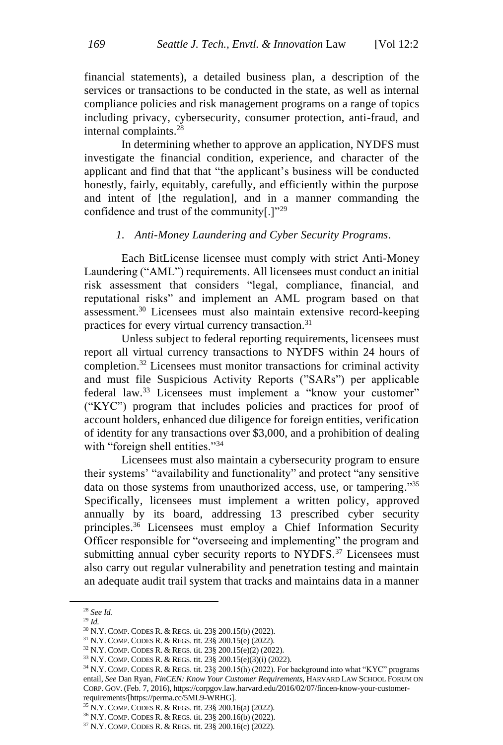financial statements), a detailed business plan, a description of the services or transactions to be conducted in the state, as well as internal compliance policies and risk management programs on a range of topics including privacy, cybersecurity, consumer protection, anti-fraud, and internal complaints.[28]

In determining whether to approve an application, NYDFS must investigate the financial condition, experience, and character of the applicant and find that that "the applicant's business will be conducted honestly, fairly, equitably, carefully, and efficiently within the purpose and intent of [the regulation], and in a manner commanding the confidence and trust of the community[.]"[29]

### *1. Anti-Money Laundering and Cyber Security Programs*.

Each BitLicense licensee must comply with strict Anti-Money Laundering ("AML") requirements. All licensees must conduct an initial risk assessment that considers "legal, compliance, financial, and reputational risks" and implement an AML program based on that assessment.[30] Licensees must also maintain extensive record-keeping practices for every virtual currency transaction.[31]

Unless subject to federal reporting requirements, licensees must report all virtual currency transactions to NYDFS within 24 hours of completion.[32] Licensees must monitor transactions for criminal activity and must file Suspicious Activity Reports ("SARs") per applicable federal law.[33] Licensees must implement a "know your customer" ("KYC") program that includes policies and practices for proof of account holders, enhanced due diligence for foreign entities, verification of identity for any transactions over $3,000, and a prohibition of dealing with "foreign shell entities."[34]

Licensees must also maintain a cybersecurity program to ensure their systems' "availability and functionality" and protect "any sensitive data on those systems from unauthorized access, use, or tampering."[35] Specifically, licensees must implement a written policy, approved annually by its board, addressing 13 prescribed cyber security principles.[36] Licensees must employ a Chief Information Security Officer responsible for "overseeing and implementing" the program and submitting annual cyber security reports to NYDFS.[37] Licensees must also carry out regular vulnerability and penetration testing and maintain an adequate audit trail system that tracks and maintains data in a manner

---

[28] *See Id.*

[29] *Id.*

[30] N.Y. COMP. CODES R. & REGS. tit. 23§ 200.15(b) (2022).

[31] N.Y. COMP. CODES R. & REGS. tit. 23§ 200.15(e) (2022).

[32] N.Y. COMP. CODES R. & REGS. tit. 23§ 200.15(e)(2) (2022).

[33] N.Y. COMP. CODES R. & REGS. tit. 23§ 200.15(e)(3)(i) (2022).

[34] N.Y. COMP. CODES R. & REGS. tit. 23§ 200.15(h) (2022). For background into what "KYC" programs entail, *See* Dan Ryan, *FinCEN: Know Your Customer Requirements*, HARVARD LAW SCHOOL FORUM ON CORP. GOV. (Feb. 7, 2016), https://corpgov.law.harvard.edu/2016/02/07/fincen-know-your-customer-requirements/[https://perma.cc/5ML9-WRHG].

[35] N.Y. COMP. CODES R. & REGS. tit. 23§ 200.16(a) (2022).

[36] N.Y. COMP. CODES R. & REGS. tit. 23§ 200.16(b) (2022).

[37] N.Y. COMP. CODES R. & REGS. tit. 23§ 200.16(c) (2022).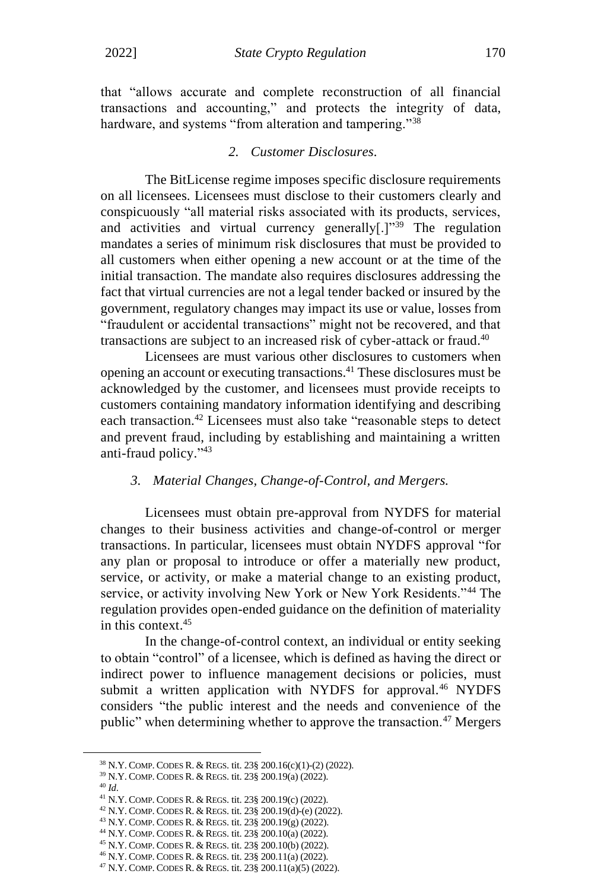that "allows accurate and complete reconstruction of all financial transactions and accounting," and protects the integrity of data, hardware, and systems "from alteration and tampering."[38]

### *2. Customer Disclosures.*

The BitLicense regime imposes specific disclosure requirements on all licensees. Licensees must disclose to their customers clearly and conspicuously "all material risks associated with its products, services, and activities and virtual currency generally[.]"[39] The regulation mandates a series of minimum risk disclosures that must be provided to all customers when either opening a new account or at the time of the initial transaction. The mandate also requires disclosures addressing the fact that virtual currencies are not a legal tender backed or insured by the government, regulatory changes may impact its use or value, losses from "fraudulent or accidental transactions" might not be recovered, and that transactions are subject to an increased risk of cyber-attack or fraud.[40]

Licensees are must various other disclosures to customers when opening an account or executing transactions.[41] These disclosures must be acknowledged by the customer, and licensees must provide receipts to customers containing mandatory information identifying and describing each transaction.[42] Licensees must also take "reasonable steps to detect and prevent fraud, including by establishing and maintaining a written anti-fraud policy."[43]

### *3. Material Changes, Change-of-Control, and Mergers.*

Licensees must obtain pre-approval from NYDFS for material changes to their business activities and change-of-control or merger transactions. In particular, licensees must obtain NYDFS approval "for any plan or proposal to introduce or offer a materially new product, service, or activity, or make a material change to an existing product, service, or activity involving New York or New York Residents."[44] The regulation provides open-ended guidance on the definition of materiality in this context.[45]

In the change-of-control context, an individual or entity seeking to obtain "control" of a licensee, which is defined as having the direct or indirect power to influence management decisions or policies, must submit a written application with NYDFS for approval.[46] NYDFS considers "the public interest and the needs and convenience of the public" when determining whether to approve the transaction.[47] Mergers

---

[38] N.Y. COMP. CODES R. & REGS. tit. 23§ 200.16(c)(1)-(2) (2022).
[39] N.Y. COMP. CODES R. & REGS. tit. 23§ 200.19(a) (2022).
[40] *Id*.
[41] N.Y. COMP. CODES R. & REGS. tit. 23§ 200.19(c) (2022).
[42] N.Y. COMP. CODES R. & REGS. tit. 23§ 200.19(d)-(e) (2022).
[43] N.Y. COMP. CODES R. & REGS. tit. 23§ 200.19(g) (2022).
[44] N.Y. COMP. CODES R. & REGS. tit. 23§ 200.10(a) (2022).
[45] N.Y. COMP. CODES R. & REGS. tit. 23§ 200.10(b) (2022).
[46] N.Y. COMP. CODES R. & REGS. tit. 23§ 200.11(a) (2022).
[47] N.Y. COMP. CODES R. & REGS. tit. 23§ 200.11(a)(5) (2022).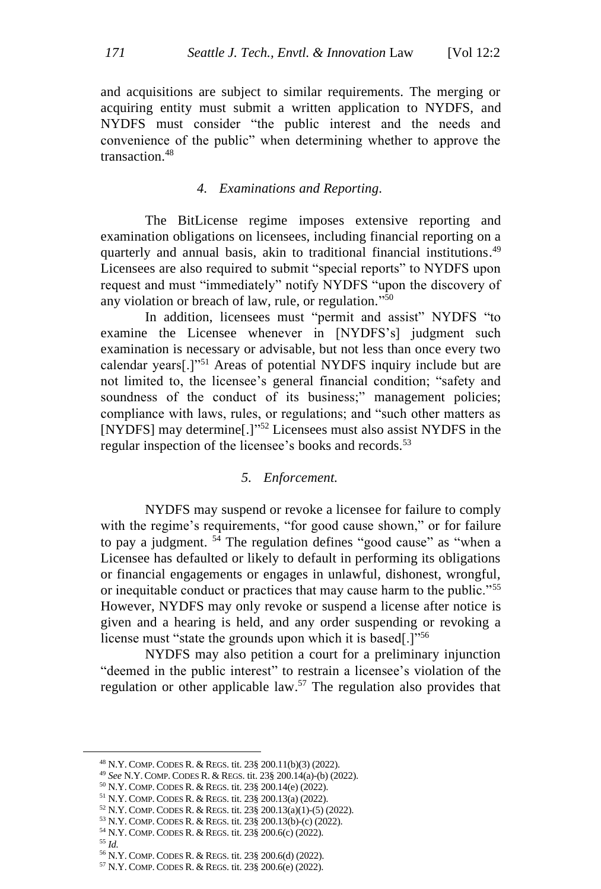and acquisitions are subject to similar requirements. The merging or acquiring entity must submit a written application to NYDFS, and NYDFS must consider "the public interest and the needs and convenience of the public" when determining whether to approve the transaction.[48]

#### *4. Examinations and Reporting.*

The BitLicense regime imposes extensive reporting and examination obligations on licensees, including financial reporting on a quarterly and annual basis, akin to traditional financial institutions.[49] Licensees are also required to submit "special reports" to NYDFS upon request and must "immediately" notify NYDFS "upon the discovery of any violation or breach of law, rule, or regulation."[50]

In addition, licensees must "permit and assist" NYDFS "to examine the Licensee whenever in [NYDFS's] judgment such examination is necessary or advisable, but not less than once every two calendar years[.]"[51] Areas of potential NYDFS inquiry include but are not limited to, the licensee's general financial condition; "safety and soundness of the conduct of its business;" management policies; compliance with laws, rules, or regulations; and "such other matters as [NYDFS] may determine[.]"[52] Licensees must also assist NYDFS in the regular inspection of the licensee's books and records.[53]

#### *5. Enforcement.*

NYDFS may suspend or revoke a licensee for failure to comply with the regime's requirements, "for good cause shown," or for failure to pay a judgment. [54] The regulation defines "good cause" as "when a Licensee has defaulted or likely to default in performing its obligations or financial engagements or engages in unlawful, dishonest, wrongful, or inequitable conduct or practices that may cause harm to the public."[55] However, NYDFS may only revoke or suspend a license after notice is given and a hearing is held, and any order suspending or revoking a license must "state the grounds upon which it is based[.]"[56]

NYDFS may also petition a court for a preliminary injunction "deemed in the public interest" to restrain a licensee's violation of the regulation or other applicable law.[57] The regulation also provides that

---

[48] N.Y. COMP. CODES R. & REGS. tit. 23§ 200.11(b)(3) (2022).

[49] *See* N.Y. COMP. CODES R. & REGS. tit. 23§ 200.14(a)-(b) (2022).

[50] N.Y. COMP. CODES R. & REGS. tit. 23§ 200.14(e) (2022).

[51] N.Y. COMP. CODES R. & REGS. tit. 23§ 200.13(a) (2022).

[52] N.Y. COMP. CODES R. & REGS. tit. 23§ 200.13(a)(1)-(5) (2022).

[53] N.Y. COMP. CODES R. & REGS. tit. 23§ 200.13(b)-(c) (2022).

[54] N.Y. COMP. CODES R. & REGS. tit. 23§ 200.6(c) (2022).

[55] *Id.*

[56] N.Y. COMP. CODES R. & REGS. tit. 23§ 200.6(d) (2022).

[57] N.Y. COMP. CODES R. & REGS. tit. 23§ 200.6(e) (2022).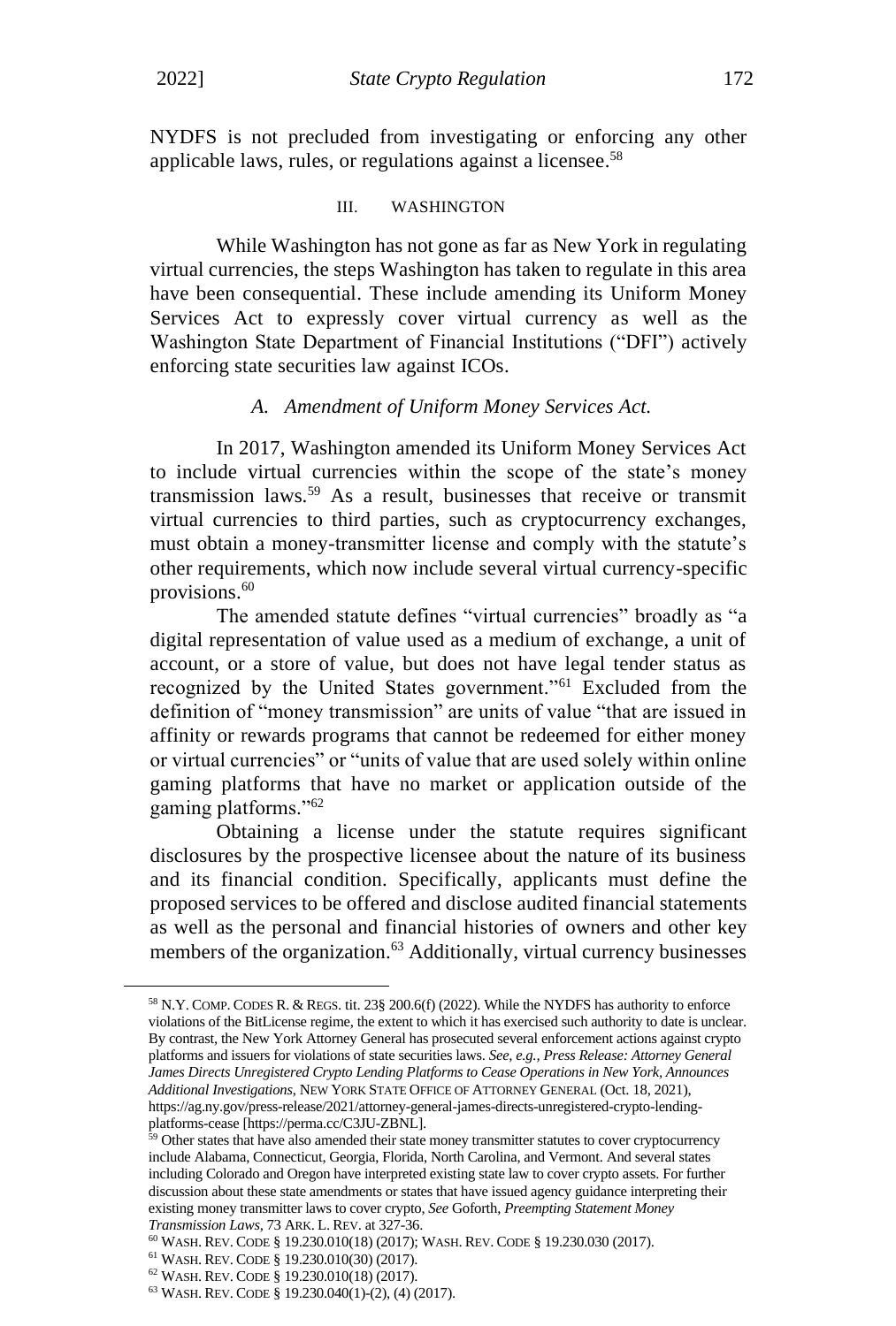NYDFS is not precluded from investigating or enforcing any other applicable laws, rules, or regulations against a licensee.[58]

## III. WASHINGTON

While Washington has not gone as far as New York in regulating virtual currencies, the steps Washington has taken to regulate in this area have been consequential. These include amending its Uniform Money Services Act to expressly cover virtual currency as well as the Washington State Department of Financial Institutions ("DFI") actively enforcing state securities law against ICOs.

### *A. Amendment of Uniform Money Services Act.*

In 2017, Washington amended its Uniform Money Services Act to include virtual currencies within the scope of the state's money transmission laws.[59] As a result, businesses that receive or transmit virtual currencies to third parties, such as cryptocurrency exchanges, must obtain a money-transmitter license and comply with the statute's other requirements, which now include several virtual currency-specific provisions.[60]

The amended statute defines "virtual currencies" broadly as "a digital representation of value used as a medium of exchange, a unit of account, or a store of value, but does not have legal tender status as recognized by the United States government."[61] Excluded from the definition of "money transmission" are units of value "that are issued in affinity or rewards programs that cannot be redeemed for either money or virtual currencies" or "units of value that are used solely within online gaming platforms that have no market or application outside of the gaming platforms."[62]

Obtaining a license under the statute requires significant disclosures by the prospective licensee about the nature of its business and its financial condition. Specifically, applicants must define the proposed services to be offered and disclose audited financial statements as well as the personal and financial histories of owners and other key members of the organization.[63] Additionally, virtual currency businesses

---

[58] N.Y. COMP. CODES R. & REGS. tit. 23§ 200.6(f) (2022). While the NYDFS has authority to enforce violations of the BitLicense regime, the extent to which it has exercised such authority to date is unclear. By contrast, the New York Attorney General has prosecuted several enforcement actions against crypto platforms and issuers for violations of state securities laws. *See, e.g., Press Release: Attorney General James Directs Unregistered Crypto Lending Platforms to Cease Operations in New York, Announces Additional Investigations*, NEW YORK STATE OFFICE OF ATTORNEY GENERAL (Oct. 18, 2021), https://ag.ny.gov/press-release/2021/attorney-general-james-directs-unregistered-crypto-lending-platforms-cease [https://perma.cc/C3JU-ZBNL].

[59] Other states that have also amended their state money transmitter statutes to cover cryptocurrency include Alabama, Connecticut, Georgia, Florida, North Carolina, and Vermont. And several states including Colorado and Oregon have interpreted existing state law to cover crypto assets. For further discussion about these state amendments or states that have issued agency guidance interpreting their existing money transmitter laws to cover crypto, *See* Goforth, *Preempting Statement Money Transmission Laws*, 73 ARK. L. REV. at 327-36.

[60] WASH. REV. CODE § 19.230.010(18) (2017); WASH. REV. CODE § 19.230.030 (2017).

[61] WASH. REV. CODE § 19.230.010(30) (2017).

[62] WASH. REV. CODE § 19.230.010(18) (2017).

[63] WASH. REV. CODE § 19.230.040(1)-(2), (4) (2017).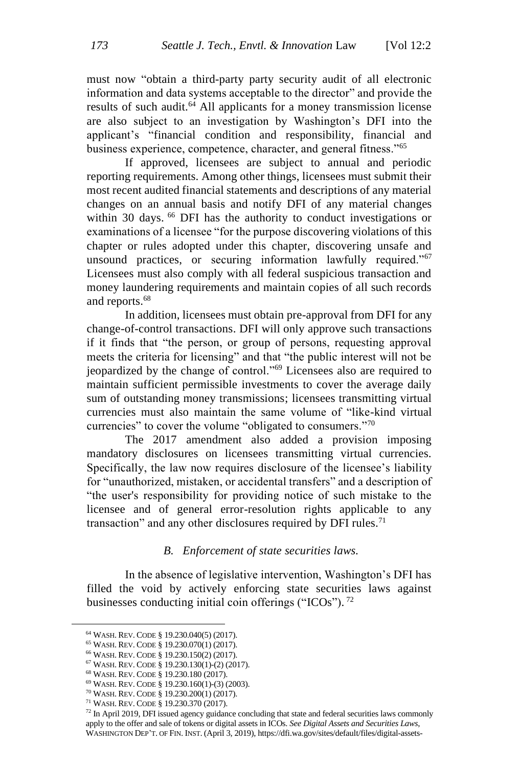must now "obtain a third-party party security audit of all electronic information and data systems acceptable to the director" and provide the results of such audit.[64] All applicants for a money transmission license are also subject to an investigation by Washington's DFI into the applicant's "financial condition and responsibility, financial and business experience, competence, character, and general fitness."[65]

If approved, licensees are subject to annual and periodic reporting requirements. Among other things, licensees must submit their most recent audited financial statements and descriptions of any material changes on an annual basis and notify DFI of any material changes within 30 days. [66] DFI has the authority to conduct investigations or examinations of a licensee "for the purpose discovering violations of this chapter or rules adopted under this chapter, discovering unsafe and unsound practices, or securing information lawfully required."[67] Licensees must also comply with all federal suspicious transaction and money laundering requirements and maintain copies of all such records and reports.[68]

In addition, licensees must obtain pre-approval from DFI for any change-of-control transactions. DFI will only approve such transactions if it finds that "the person, or group of persons, requesting approval meets the criteria for licensing" and that "the public interest will not be jeopardized by the change of control."[69] Licensees also are required to maintain sufficient permissible investments to cover the average daily sum of outstanding money transmissions; licensees transmitting virtual currencies must also maintain the same volume of "like-kind virtual currencies" to cover the volume "obligated to consumers."[70]

The 2017 amendment also added a provision imposing mandatory disclosures on licensees transmitting virtual currencies. Specifically, the law now requires disclosure of the licensee's liability for "unauthorized, mistaken, or accidental transfers" and a description of "the user's responsibility for providing notice of such mistake to the licensee and of general error-resolution rights applicable to any transaction" and any other disclosures required by DFI rules.[71]

### *B. Enforcement of state securities laws.*

In the absence of legislative intervention, Washington's DFI has filled the void by actively enforcing state securities laws against businesses conducting initial coin offerings ("ICOs"). [72]

---

[64] WASH. REV. CODE § 19.230.040(5) (2017).

[65] WASH. REV. CODE § 19.230.070(1) (2017).

[66] WASH. REV. CODE § 19.230.150(2) (2017).

[67] WASH. REV. CODE § 19.230.130(1)-(2) (2017).

[68] WASH. REV. CODE § 19.230.180 (2017).

[69] WASH. REV. CODE § 19.230.160(1)-(3) (2003).

[70] WASH. REV. CODE § 19.230.200(1) (2017).

[71] WASH. REV. CODE § 19.230.370 (2017).

[72] In April 2019, DFI issued agency guidance concluding that state and federal securities laws commonly apply to the offer and sale of tokens or digital assets in ICOs. *See Digital Assets and Securities Laws*, WASHINGTON DEP'T. OF FIN. INST. (April 3, 2019), https://dfi.wa.gov/sites/default/files/digital-assets-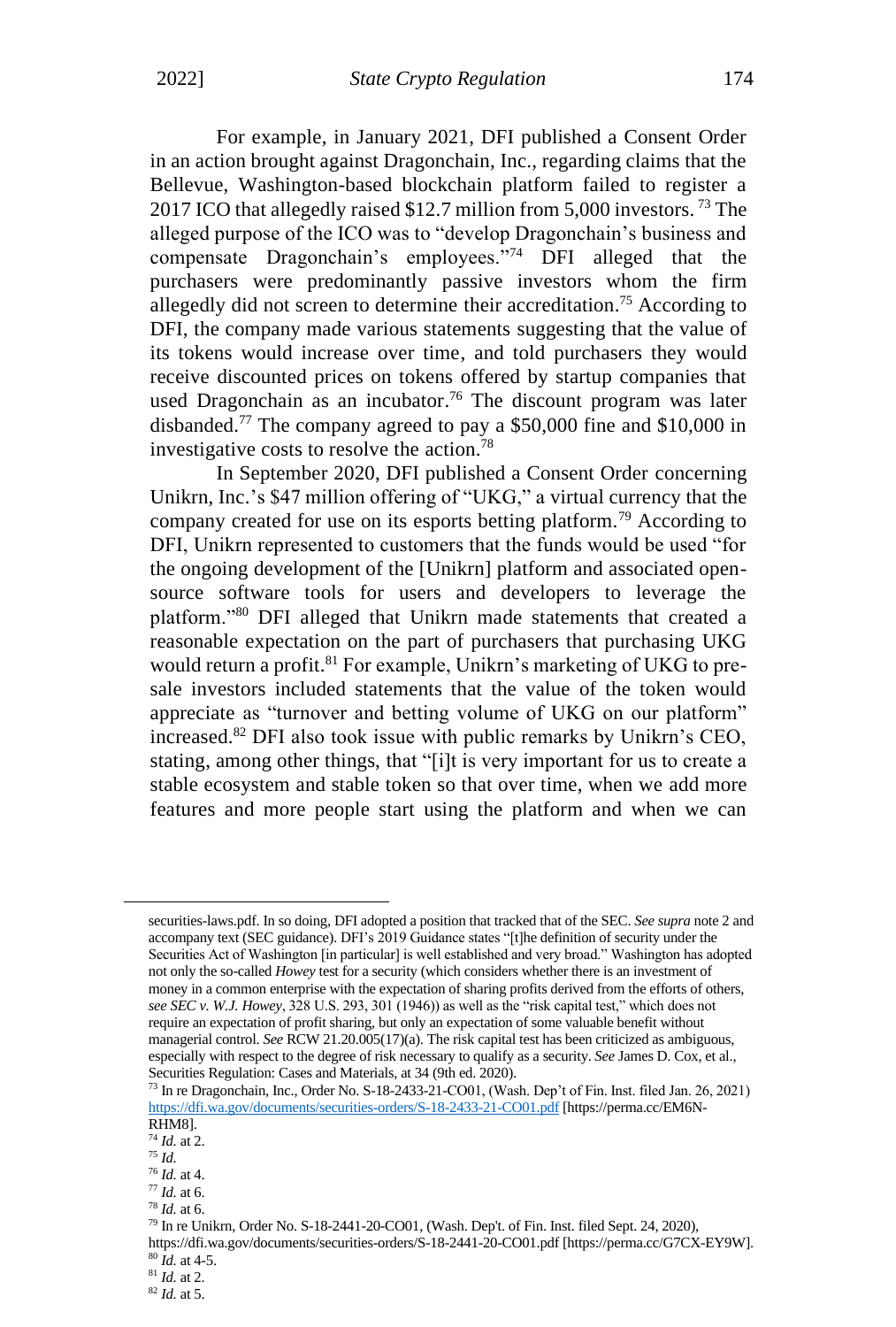For example, in January 2021, DFI published a Consent Order in an action brought against Dragonchain, Inc., regarding claims that the Bellevue, Washington-based blockchain platform failed to register a 2017 ICO that allegedly raised $12.7 million from 5,000 investors.[73] The alleged purpose of the ICO was to "develop Dragonchain's business and compensate Dragonchain's employees."[74] DFI alleged that the purchasers were predominantly passive investors whom the firm allegedly did not screen to determine their accreditation.[75] According to DFI, the company made various statements suggesting that the value of its tokens would increase over time, and told purchasers they would receive discounted prices on tokens offered by startup companies that used Dragonchain as an incubator.[76] The discount program was later disbanded.[77] The company agreed to pay a $50,000 fine and $10,000 in investigative costs to resolve the action.[78]

In September 2020, DFI published a Consent Order concerning Unikrn, Inc.'s $47 million offering of "UKG," a virtual currency that the company created for use on its esports betting platform.[79] According to DFI, Unikrn represented to customers that the funds would be used "for the ongoing development of the [Unikrn] platform and associated open-source software tools for users and developers to leverage the platform."[80] DFI alleged that Unikrn made statements that created a reasonable expectation on the part of purchasers that purchasing UKG would return a profit.[81] For example, Unikrn's marketing of UKG to pre-sale investors included statements that the value of the token would appreciate as "turnover and betting volume of UKG on our platform" increased.[82] DFI also took issue with public remarks by Unikrn's CEO, stating, among other things, that "[i]t is very important for us to create a stable ecosystem and stable token so that over time, when we add more features and more people start using the platform and when we can

---

securities-laws.pdf. In so doing, DFI adopted a position that tracked that of the SEC. *See supra* note 2 and accompany text (SEC guidance). DFI's 2019 Guidance states "[t]he definition of security under the Securities Act of Washington [in particular] is well established and very broad." Washington has adopted not only the so-called *Howey* test for a security (which considers whether there is an investment of money in a common enterprise with the expectation of sharing profits derived from the efforts of others, *see SEC v. W.J. Howey*, 328 U.S. 293, 301 (1946)) as well as the "risk capital test," which does not require an expectation of profit sharing, but only an expectation of some valuable benefit without managerial control. *See* RCW 21.20.005(17)(a). The risk capital test has been criticized as ambiguous, especially with respect to the degree of risk necessary to qualify as a security. *See* James D. Cox, et al., Securities Regulation: Cases and Materials, at 34 (9th ed. 2020).

[73] In re Dragonchain, Inc., Order No. S-18-2433-21-CO01, (Wash. Dep't of Fin. Inst. filed Jan. 26, 2021) https://dfi.wa.gov/documents/securities-orders/S-18-2433-21-CO01.pdf [https://perma.cc/EM6N-RHM8].

[74] *Id.* at 2.

[75] *Id.*

[76] *Id.* at 4.

[77] *Id.* at 6.

[78] *Id.* at 6.

[79] In re Unikrn, Order No. S-18-2441-20-CO01, (Wash. Dep't. of Fin. Inst. filed Sept. 24, 2020), https://dfi.wa.gov/documents/securities-orders/S-18-2441-20-CO01.pdf [https://perma.cc/G7CX-EY9W].

[80] *Id.* at 4-5.

[81] *Id.* at 2.

[82] *Id.* at 5.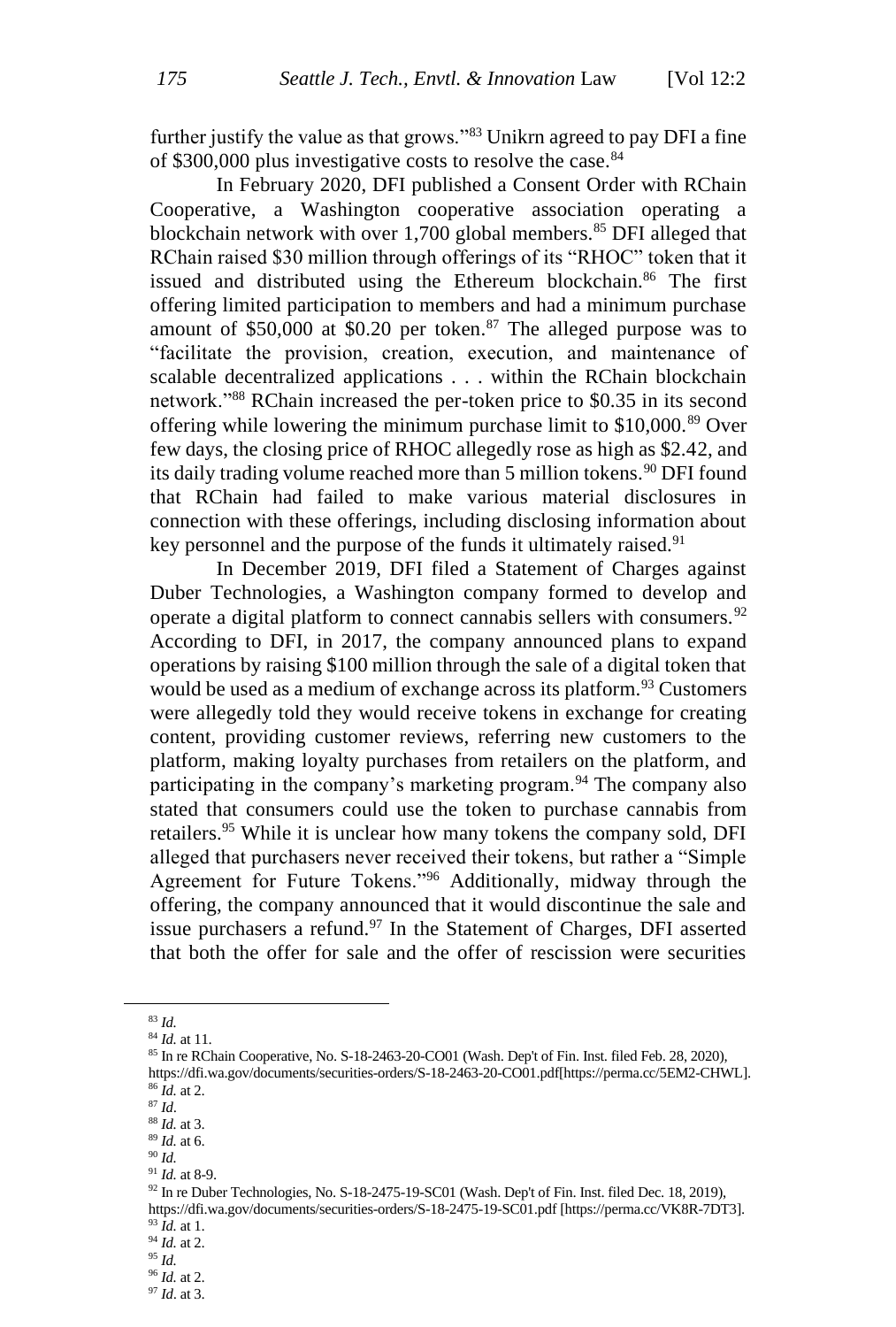further justify the value as that grows."[83] Unikrn agreed to pay DFI a fine of $300,000 plus investigative costs to resolve the case.[84]

In February 2020, DFI published a Consent Order with RChain Cooperative, a Washington cooperative association operating a blockchain network with over 1,700 global members.[85] DFI alleged that RChain raised $30 million through offerings of its "RHOC" token that it issued and distributed using the Ethereum blockchain.[86] The first offering limited participation to members and had a minimum purchase amount of $50,000 at $0.20 per token.[87] The alleged purpose was to "facilitate the provision, creation, execution, and maintenance of scalable decentralized applications . . . within the RChain blockchain network."[88] RChain increased the per-token price to $0.35 in its second offering while lowering the minimum purchase limit to $10,000.[89] Over few days, the closing price of RHOC allegedly rose as high as $2.42, and its daily trading volume reached more than 5 million tokens.[90] DFI found that RChain had failed to make various material disclosures in connection with these offerings, including disclosing information about key personnel and the purpose of the funds it ultimately raised.[91]

In December 2019, DFI filed a Statement of Charges against Duber Technologies, a Washington company formed to develop and operate a digital platform to connect cannabis sellers with consumers.[92] According to DFI, in 2017, the company announced plans to expand operations by raising $100 million through the sale of a digital token that would be used as a medium of exchange across its platform.[93] Customers were allegedly told they would receive tokens in exchange for creating content, providing customer reviews, referring new customers to the platform, making loyalty purchases from retailers on the platform, and participating in the company's marketing program.[94] The company also stated that consumers could use the token to purchase cannabis from retailers.[95] While it is unclear how many tokens the company sold, DFI alleged that purchasers never received their tokens, but rather a "Simple Agreement for Future Tokens."[96] Additionally, midway through the offering, the company announced that it would discontinue the sale and issue purchasers a refund.[97] In the Statement of Charges, DFI asserted that both the offer for sale and the offer of rescission were securities

---

[83] *Id.*

[84] *Id.* at 11.

[85] In re RChain Cooperative, No. S-18-2463-20-CO01 (Wash. Dep't of Fin. Inst. filed Feb. 28, 2020), https://dfi.wa.gov/documents/securities-orders/S-18-2463-20-CO01.pdf[https://perma.cc/5EM2-CHWL].

[86] *Id.* at 2.

[87] *Id.*

[88] *Id.* at 3.

[89] *Id.* at 6.

[90] *Id.*

[91] *Id.* at 8-9.

[92] In re Duber Technologies, No. S-18-2475-19-SC01 (Wash. Dep't of Fin. Inst. filed Dec. 18, 2019), https://dfi.wa.gov/documents/securities-orders/S-18-2475-19-SC01.pdf [https://perma.cc/VK8R-7DT3].

[93] *Id.* at 1.

[94] *Id.* at 2.

[95] *Id.*

[96] *Id.* at 2.

[97] *Id*. at 3.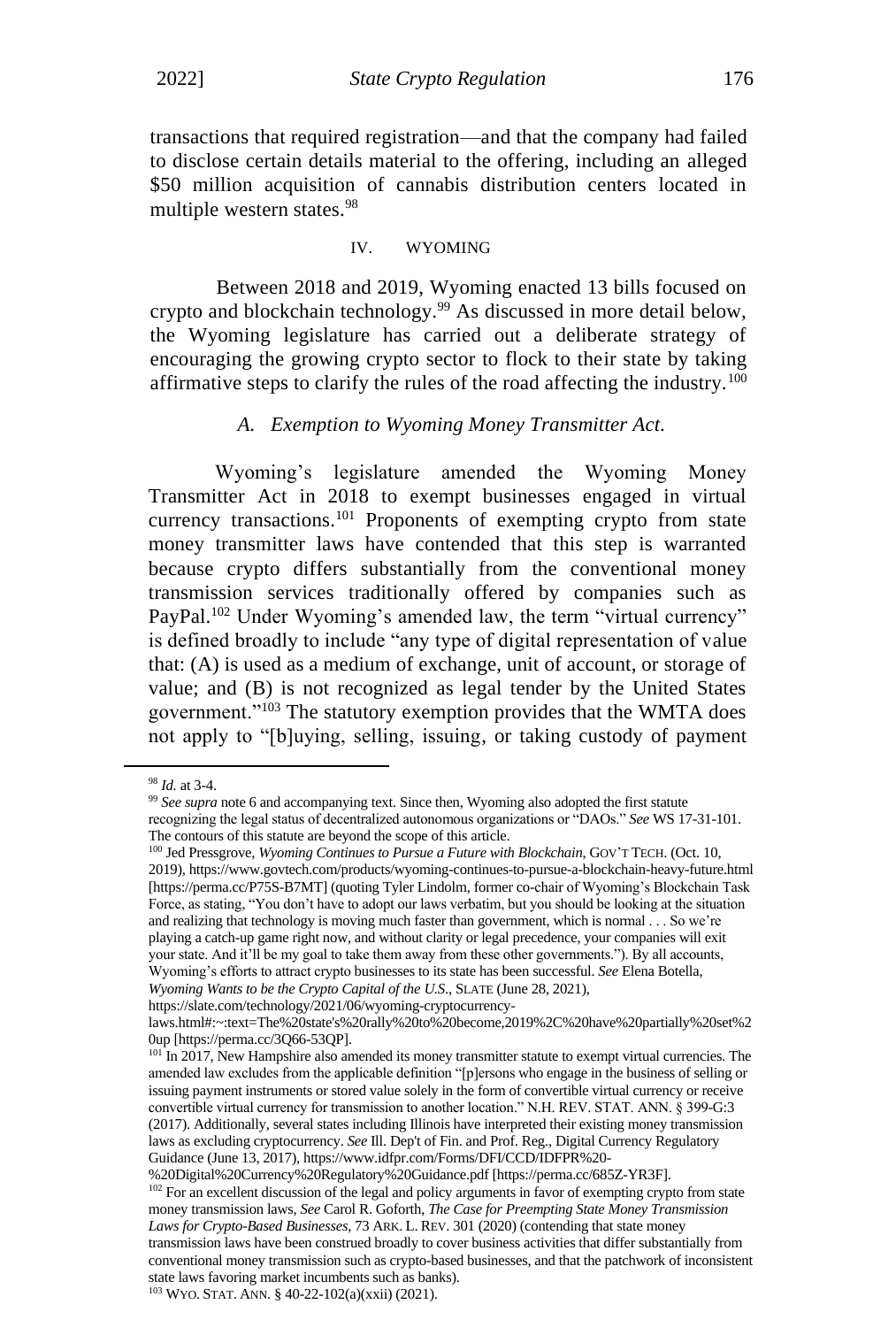transactions that required registration—and that the company had failed to disclose certain details material to the offering, including an alleged $50 million acquisition of cannabis distribution centers located in multiple western states.[98]

## IV. WYOMING

Between 2018 and 2019, Wyoming enacted 13 bills focused on crypto and blockchain technology.[99] As discussed in more detail below, the Wyoming legislature has carried out a deliberate strategy of encouraging the growing crypto sector to flock to their state by taking affirmative steps to clarify the rules of the road affecting the industry.[100]

### *A. Exemption to Wyoming Money Transmitter Act.*

Wyoming's legislature amended the Wyoming Money Transmitter Act in 2018 to exempt businesses engaged in virtual currency transactions.[101] Proponents of exempting crypto from state money transmitter laws have contended that this step is warranted because crypto differs substantially from the conventional money transmission services traditionally offered by companies such as PayPal.[102] Under Wyoming's amended law, the term "virtual currency" is defined broadly to include "any type of digital representation of value that: (A) is used as a medium of exchange, unit of account, or storage of value; and (B) is not recognized as legal tender by the United States government."[103] The statutory exemption provides that the WMTA does not apply to "[b]uying, selling, issuing, or taking custody of payment

---

[98] *Id.* at 3-4.

[99] *See supra* note 6 and accompanying text. Since then, Wyoming also adopted the first statute recognizing the legal status of decentralized autonomous organizations or "DAOs." *See* WS 17-31-101. The contours of this statute are beyond the scope of this article.

[100] Jed Pressgrove, *Wyoming Continues to Pursue a Future with Blockchain*, GOV'T TECH. (Oct. 10, 2019), https://www.govtech.com/products/wyoming-continues-to-pursue-a-blockchain-heavy-future.html [https://perma.cc/P75S-B7MT] (quoting Tyler Lindolm, former co-chair of Wyoming's Blockchain Task Force, as stating, "You don't have to adopt our laws verbatim, but you should be looking at the situation and realizing that technology is moving much faster than government, which is normal . . . So we're playing a catch-up game right now, and without clarity or legal precedence, your companies will exit your state. And it'll be my goal to take them away from these other governments."). By all accounts, Wyoming's efforts to attract crypto businesses to its state has been successful. *See* Elena Botella, *Wyoming Wants to be the Crypto Capital of the U.S.*, SLATE (June 28, 2021), https://slate.com/technology/2021/06/wyoming-cryptocurrency-laws.html#:~:text=The%20state's%20rally%20to%20become,2019%2C%20have%20partially%20set%20up [https://perma.cc/3Q66-53QP].

[101] In 2017, New Hampshire also amended its money transmitter statute to exempt virtual currencies. The amended law excludes from the applicable definition "[p]ersons who engage in the business of selling or issuing payment instruments or stored value solely in the form of convertible virtual currency or receive convertible virtual currency for transmission to another location." N.H. REV. STAT. ANN. § 399-G:3 (2017). Additionally, several states including Illinois have interpreted their existing money transmission laws as excluding cryptocurrency. *See* Ill. Dep't of Fin. and Prof. Reg., Digital Currency Regulatory Guidance (June 13, 2017), https://www.idfpr.com/Forms/DFI/CCD/IDFPR%20-%20Digital%20Currency%20Regulatory%20Guidance.pdf [https://perma.cc/685Z-YR3F].

[102] For an excellent discussion of the legal and policy arguments in favor of exempting crypto from state money transmission laws, *See* Carol R. Goforth, *The Case for Preempting State Money Transmission Laws for Crypto-Based Businesses*, 73 ARK. L. REV. 301 (2020) (contending that state money transmission laws have been construed broadly to cover business activities that differ substantially from conventional money transmission such as crypto-based businesses, and that the patchwork of inconsistent state laws favoring market incumbents such as banks).

[103] WYO. STAT. ANN. § 40-22-102(a)(xxii) (2021).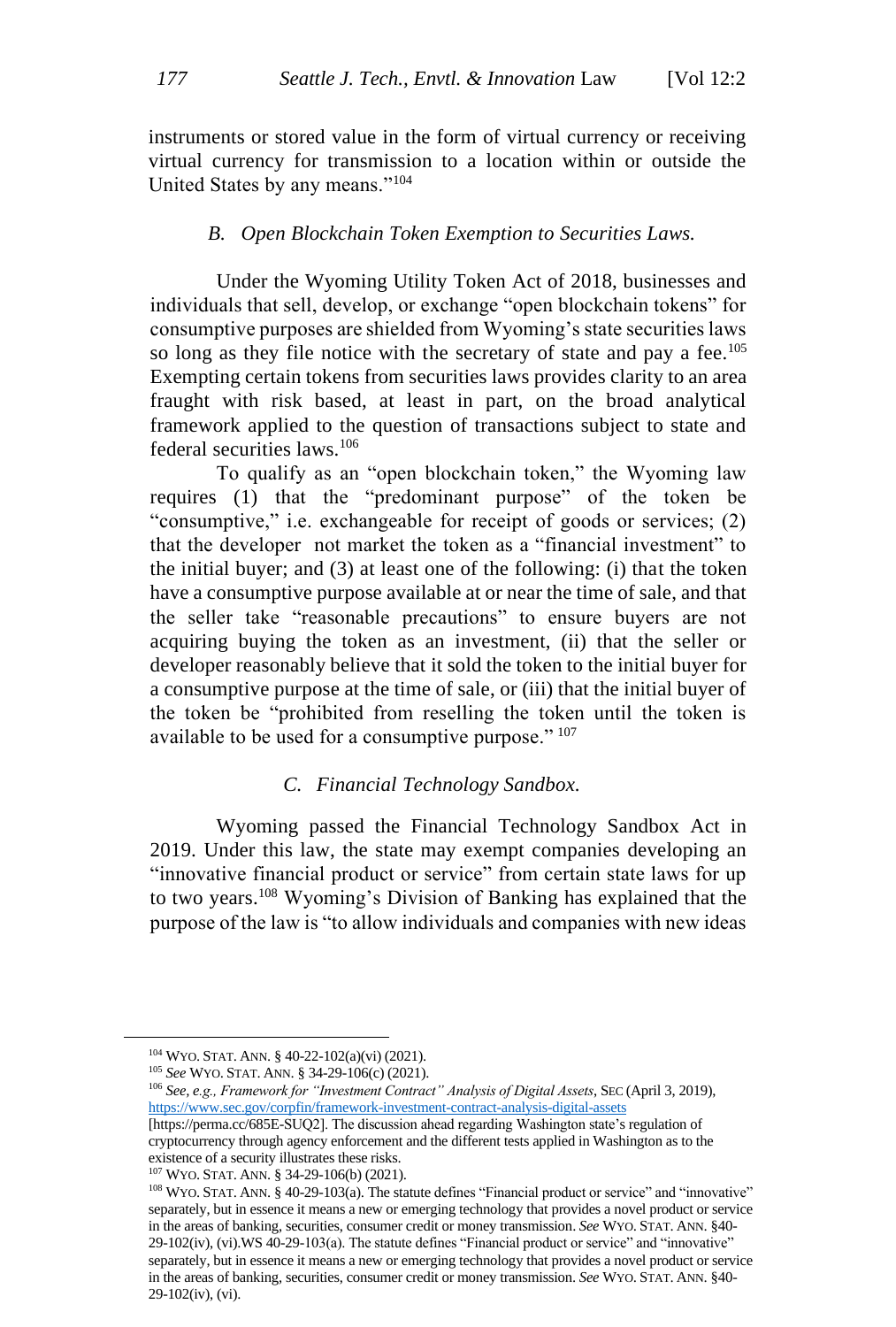instruments or stored value in the form of virtual currency or receiving virtual currency for transmission to a location within or outside the United States by any means."[104]

### *B. Open Blockchain Token Exemption to Securities Laws.*

Under the Wyoming Utility Token Act of 2018, businesses and individuals that sell, develop, or exchange "open blockchain tokens" for consumptive purposes are shielded from Wyoming's state securities laws so long as they file notice with the secretary of state and pay a fee.[105] Exempting certain tokens from securities laws provides clarity to an area fraught with risk based, at least in part, on the broad analytical framework applied to the question of transactions subject to state and federal securities laws.[106]

To qualify as an "open blockchain token," the Wyoming law requires (1) that the "predominant purpose" of the token be "consumptive," i.e. exchangeable for receipt of goods or services; (2) that the developer not market the token as a "financial investment" to the initial buyer; and (3) at least one of the following: (i) that the token have a consumptive purpose available at or near the time of sale, and that the seller take "reasonable precautions" to ensure buyers are not acquiring buying the token as an investment, (ii) that the seller or developer reasonably believe that it sold the token to the initial buyer for a consumptive purpose at the time of sale, or (iii) that the initial buyer of the token be "prohibited from reselling the token until the token is available to be used for a consumptive purpose." [107]

### *C. Financial Technology Sandbox.*

Wyoming passed the Financial Technology Sandbox Act in 2019. Under this law, the state may exempt companies developing an "innovative financial product or service" from certain state laws for up to two years.[108] Wyoming's Division of Banking has explained that the purpose of the law is "to allow individuals and companies with new ideas

---

[104] WYO. STAT. ANN. § 40-22-102(a)(vi) (2021).

[105] *See* WYO. STAT. ANN. § 34-29-106(c) (2021).

[106] *See, e.g., Framework for "Investment Contract" Analysis of Digital Assets*, SEC (April 3, 2019), https://www.sec.gov/corpfin/framework-investment-contract-analysis-digital-assets [https://perma.cc/685E-SUQ2]. The discussion ahead regarding Washington state's regulation of cryptocurrency through agency enforcement and the different tests applied in Washington as to the existence of a security illustrates these risks.

[107] WYO. STAT. ANN. § 34-29-106(b) (2021).

[108] WYO. STAT. ANN. § 40-29-103(a). The statute defines "Financial product or service" and "innovative" separately, but in essence it means a new or emerging technology that provides a novel product or service in the areas of banking, securities, consumer credit or money transmission. *See* WYO. STAT. ANN. §40-29-102(iv), (vi).WS 40-29-103(a). The statute defines "Financial product or service" and "innovative" separately, but in essence it means a new or emerging technology that provides a novel product or service in the areas of banking, securities, consumer credit or money transmission. *See* WYO. STAT. ANN. §40-29-102(iv), (vi).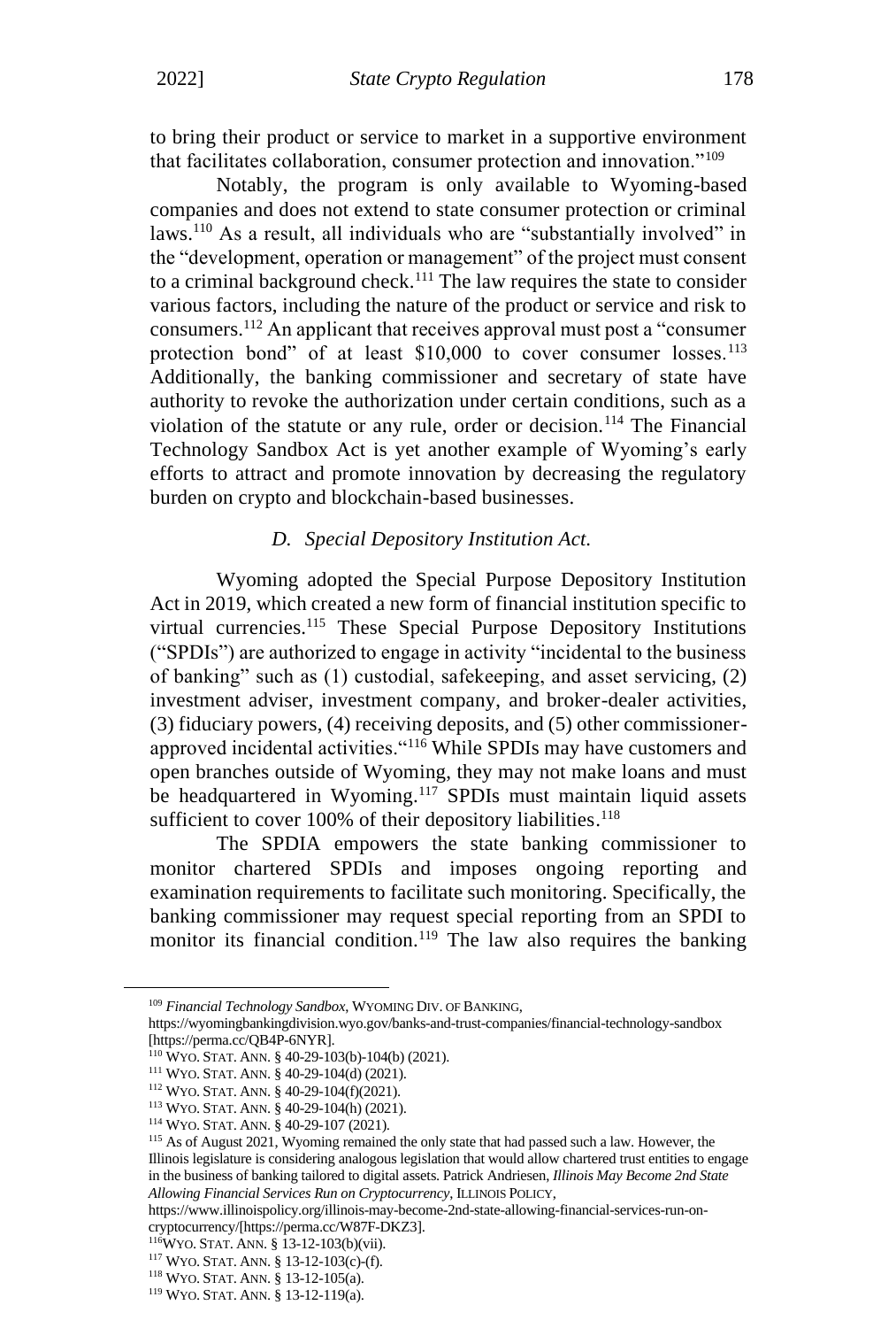to bring their product or service to market in a supportive environment that facilitates collaboration, consumer protection and innovation."[109]

Notably, the program is only available to Wyoming-based companies and does not extend to state consumer protection or criminal laws.[110] As a result, all individuals who are "substantially involved" in the "development, operation or management" of the project must consent to a criminal background check.[111] The law requires the state to consider various factors, including the nature of the product or service and risk to consumers.[112] An applicant that receives approval must post a "consumer protection bond" of at least $10,000 to cover consumer losses.[113] Additionally, the banking commissioner and secretary of state have authority to revoke the authorization under certain conditions, such as a violation of the statute or any rule, order or decision.[114] The Financial Technology Sandbox Act is yet another example of Wyoming's early efforts to attract and promote innovation by decreasing the regulatory burden on crypto and blockchain-based businesses.

### *D. Special Depository Institution Act.*

Wyoming adopted the Special Purpose Depository Institution Act in 2019, which created a new form of financial institution specific to virtual currencies.[115] These Special Purpose Depository Institutions ("SPDIs") are authorized to engage in activity "incidental to the business of banking" such as (1) custodial, safekeeping, and asset servicing, (2) investment adviser, investment company, and broker-dealer activities, (3) fiduciary powers, (4) receiving deposits, and (5) other commissioner-approved incidental activities."[116] While SPDIs may have customers and open branches outside of Wyoming, they may not make loans and must be headquartered in Wyoming.[117] SPDIs must maintain liquid assets sufficient to cover 100% of their depository liabilities.[118]

The SPDIA empowers the state banking commissioner to monitor chartered SPDIs and imposes ongoing reporting and examination requirements to facilitate such monitoring. Specifically, the banking commissioner may request special reporting from an SPDI to monitor its financial condition.[119] The law also requires the banking

---

[109] *Financial Technology Sandbox*, WYOMING DIV. OF BANKING, https://wyomingbankingdivision.wyo.gov/banks-and-trust-companies/financial-technology-sandbox [https://perma.cc/QB4P-6NYR].

[110] WYO. STAT. ANN. § 40-29-103(b)-104(b) (2021).

[111] WYO. STAT. ANN. § 40-29-104(d) (2021).

[112] WYO. STAT. ANN. § 40-29-104(f)(2021).

[113] WYO. STAT. ANN. § 40-29-104(h) (2021).

[114] WYO. STAT. ANN. § 40-29-107 (2021).

[115] As of August 2021, Wyoming remained the only state that had passed such a law. However, the Illinois legislature is considering analogous legislation that would allow chartered trust entities to engage in the business of banking tailored to digital assets. Patrick Andriesen, *Illinois May Become 2nd State Allowing Financial Services Run on Cryptocurrency*, ILLINOIS POLICY, https://www.illinoispolicy.org/illinois-may-become-2nd-state-allowing-financial-services-run-on-cryptocurrency/[https://perma.cc/W87F-DKZ3].

[116] WYO. STAT. ANN. § 13-12-103(b)(vii).

[117] WYO. STAT. ANN. § 13-12-103(c)-(f).

[118] WYO. STAT. ANN. § 13-12-105(a).

[119] WYO. STAT. ANN. § 13-12-119(a).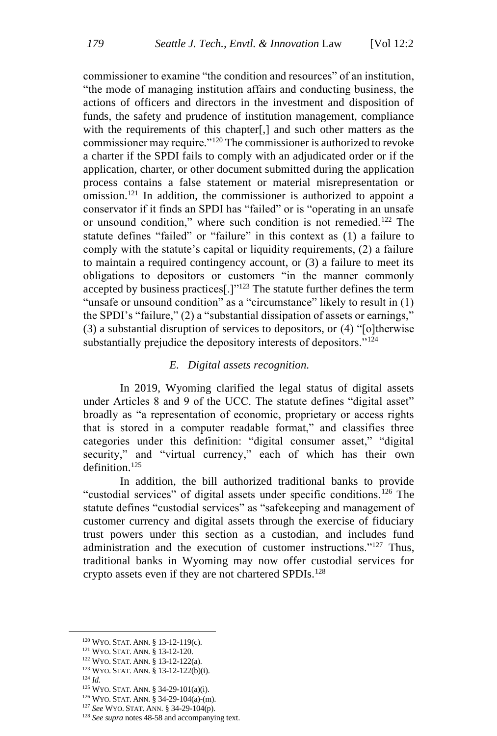commissioner to examine "the condition and resources" of an institution, "the mode of managing institution affairs and conducting business, the actions of officers and directors in the investment and disposition of funds, the safety and prudence of institution management, compliance with the requirements of this chapter[,] and such other matters as the commissioner may require."[120] The commissioner is authorized to revoke a charter if the SPDI fails to comply with an adjudicated order or if the application, charter, or other document submitted during the application process contains a false statement or material misrepresentation or omission.[121] In addition, the commissioner is authorized to appoint a conservator if it finds an SPDI has "failed" or is "operating in an unsafe or unsound condition," where such condition is not remedied.[122] The statute defines "failed" or "failure" in this context as (1) a failure to comply with the statute's capital or liquidity requirements, (2) a failure to maintain a required contingency account, or (3) a failure to meet its obligations to depositors or customers "in the manner commonly accepted by business practices[.]"[123] The statute further defines the term "unsafe or unsound condition" as a "circumstance" likely to result in (1) the SPDI's "failure," (2) a "substantial dissipation of assets or earnings," (3) a substantial disruption of services to depositors, or (4) "[o]therwise substantially prejudice the depository interests of depositors."[124]

### *E. Digital assets recognition.*

In 2019, Wyoming clarified the legal status of digital assets under Articles 8 and 9 of the UCC. The statute defines "digital asset" broadly as "a representation of economic, proprietary or access rights that is stored in a computer readable format," and classifies three categories under this definition: "digital consumer asset," "digital security," and "virtual currency," each of which has their own definition.[125]

In addition, the bill authorized traditional banks to provide "custodial services" of digital assets under specific conditions.[126] The statute defines "custodial services" as "safekeeping and management of customer currency and digital assets through the exercise of fiduciary trust powers under this section as a custodian, and includes fund administration and the execution of customer instructions."[127] Thus, traditional banks in Wyoming may now offer custodial services for crypto assets even if they are not chartered SPDIs.[128]

---

[120] WYO. STAT. ANN. § 13-12-119(c).

[121] WYO. STAT. ANN. § 13-12-120.

[122] WYO. STAT. ANN. § 13-12-122(a).

[123] WYO. STAT. ANN. § 13-12-122(b)(i).

[124] *Id.*

[125] WYO. STAT. ANN. § 34-29-101(a)(i).

[126] WYO. STAT. ANN. § 34-29-104(a)-(m).

[127] *See* WYO. STAT. ANN. § 34-29-104(p).

[128] *See supra* notes 48-58 and accompanying text.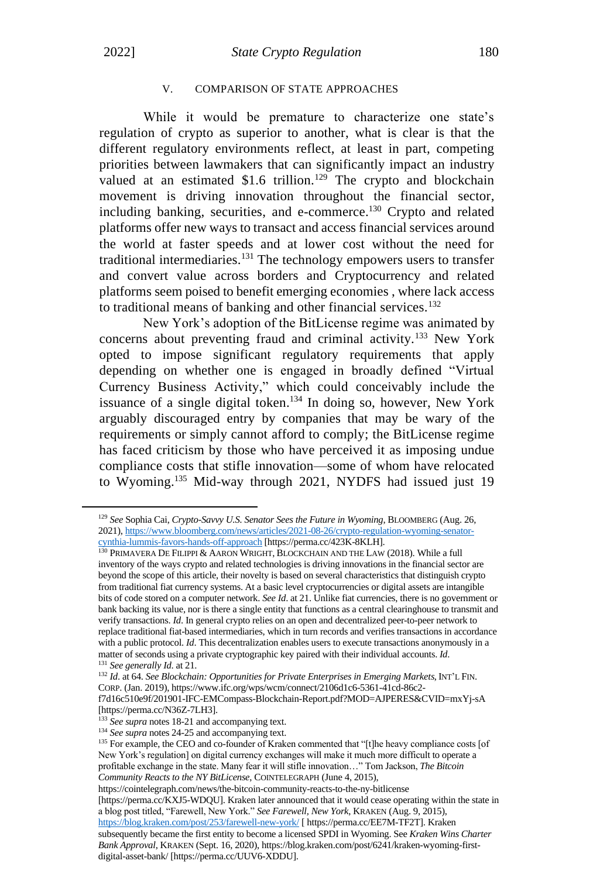## V. COMPARISON OF STATE APPROACHES

While it would be premature to characterize one state's regulation of crypto as superior to another, what is clear is that the different regulatory environments reflect, at least in part, competing priorities between lawmakers that can significantly impact an industry valued at an estimated $1.6 trillion.[129] The crypto and blockchain movement is driving innovation throughout the financial sector, including banking, securities, and e-commerce.[130] Crypto and related platforms offer new ways to transact and access financial services around the world at faster speeds and at lower cost without the need for traditional intermediaries.[131] The technology empowers users to transfer and convert value across borders and Cryptocurrency and related platforms seem poised to benefit emerging economies , where lack access to traditional means of banking and other financial services.[132]

New York's adoption of the BitLicense regime was animated by concerns about preventing fraud and criminal activity.[133] New York opted to impose significant regulatory requirements that apply depending on whether one is engaged in broadly defined "Virtual Currency Business Activity," which could conceivably include the issuance of a single digital token.[134] In doing so, however, New York arguably discouraged entry by companies that may be wary of the requirements or simply cannot afford to comply; the BitLicense regime has faced criticism by those who have perceived it as imposing undue compliance costs that stifle innovation—some of whom have relocated to Wyoming.[135] Mid-way through 2021, NYDFS had issued just 19

---

[129] *See* Sophia Cai, *Crypto-Savvy U.S. Senator Sees the Future in Wyoming*, BLOOMBERG (Aug. 26, 2021), https://www.bloomberg.com/news/articles/2021-08-26/crypto-regulation-wyoming-senator-cynthia-lummis-favors-hands-off-approach [https://perma.cc/423K-8KLH].

[130] PRIMAVERA DE FILIPPI & AARON WRIGHT, BLOCKCHAIN AND THE LAW (2018). While a full inventory of the ways crypto and related technologies is driving innovations in the financial sector are beyond the scope of this article, their novelty is based on several characteristics that distinguish crypto from traditional fiat currency systems. At a basic level cryptocurrencies or digital assets are intangible bits of code stored on a computer network. *See Id*. at 21. Unlike fiat currencies, there is no government or bank backing its value, nor is there a single entity that functions as a central clearinghouse to transmit and verify transactions. *Id*. In general crypto relies on an open and decentralized peer-to-peer network to replace traditional fiat-based intermediaries, which in turn records and verifies transactions in accordance with a public protocol. *Id*. This decentralization enables users to execute transactions anonymously in a matter of seconds using a private cryptographic key paired with their individual accounts. *Id*.

[131] *See generally Id*. at 21.

[132] *Id*. at 64. *See Blockchain: Opportunities for Private Enterprises in Emerging Markets*, INT'L FIN. CORP. (Jan. 2019), https://www.ifc.org/wps/wcm/connect/2106d1c6-5361-41cd-86c2-f7d16c510e9f/201901-IFC-EMCompass-Blockchain-Report.pdf?MOD=AJPERES&CVID=mxYj-sA [https://perma.cc/N36Z-7LH3].

[133] *See supra* notes 18-21 and accompanying text.

[134] *See supra* notes 24-25 and accompanying text.

[135] For example, the CEO and co-founder of Kraken commented that "[t]he heavy compliance costs [of New York's regulation] on digital currency exchanges will make it much more difficult to operate a profitable exchange in the state. Many fear it will stifle innovation…" Tom Jackson, *The Bitcoin Community Reacts to the NY BitLicense*, COINTELEGRAPH (June 4, 2015), https://cointelegraph.com/news/the-bitcoin-community-reacts-to-the-ny-bitlicense [https://perma.cc/KXJ5-WDQU]. Kraken later announced that it would cease operating within the state in a blog post titled, "Farewell, New York." *See Farewell, New York*, KRAKEN (Aug. 9, 2015), https://blog.kraken.com/post/253/farewell-new-york/ [ https://perma.cc/EE7M-TF2T]. Kraken subsequently became the first entity to become a licensed SPDI in Wyoming. See *Kraken Wins Charter Bank Approval*, KRAKEN (Sept. 16, 2020), https://blog.kraken.com/post/6241/kraken-wyoming-first-digital-asset-bank/ [https://perma.cc/UUV6-XDDU].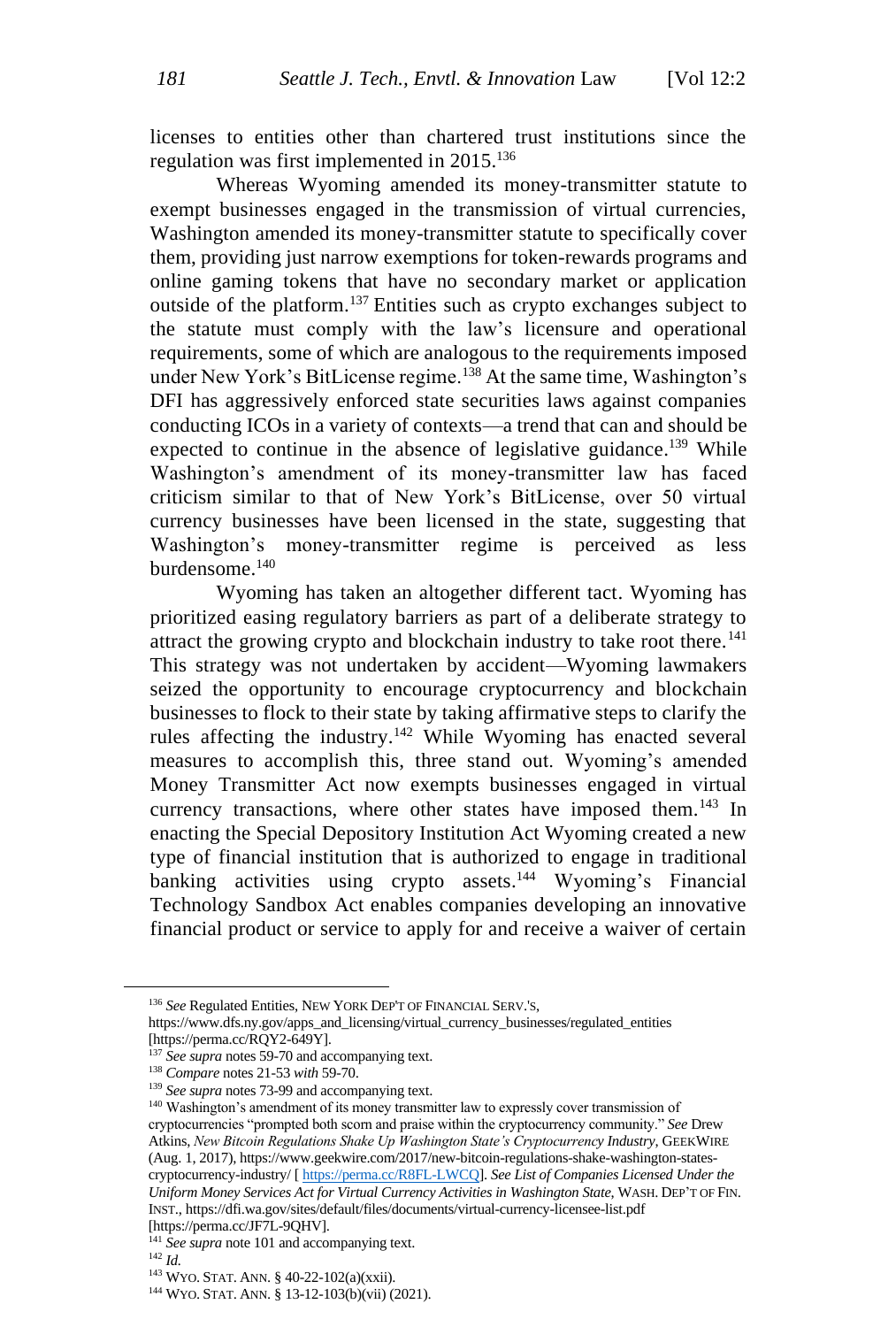licenses to entities other than chartered trust institutions since the regulation was first implemented in 2015.[136]

Whereas Wyoming amended its money-transmitter statute to exempt businesses engaged in the transmission of virtual currencies, Washington amended its money-transmitter statute to specifically cover them, providing just narrow exemptions for token-rewards programs and online gaming tokens that have no secondary market or application outside of the platform.[137] Entities such as crypto exchanges subject to the statute must comply with the law's licensure and operational requirements, some of which are analogous to the requirements imposed under New York's BitLicense regime.[138] At the same time, Washington's DFI has aggressively enforced state securities laws against companies conducting ICOs in a variety of contexts—a trend that can and should be expected to continue in the absence of legislative guidance.[139] While Washington's amendment of its money-transmitter law has faced criticism similar to that of New York's BitLicense, over 50 virtual currency businesses have been licensed in the state, suggesting that Washington's money-transmitter regime is perceived as less burdensome.[140]

Wyoming has taken an altogether different tact. Wyoming has prioritized easing regulatory barriers as part of a deliberate strategy to attract the growing crypto and blockchain industry to take root there.[141] This strategy was not undertaken by accident—Wyoming lawmakers seized the opportunity to encourage cryptocurrency and blockchain businesses to flock to their state by taking affirmative steps to clarify the rules affecting the industry.[142] While Wyoming has enacted several measures to accomplish this, three stand out. Wyoming's amended Money Transmitter Act now exempts businesses engaged in virtual currency transactions, where other states have imposed them.[143] In enacting the Special Depository Institution Act Wyoming created a new type of financial institution that is authorized to engage in traditional banking activities using crypto assets.[144] Wyoming's Financial Technology Sandbox Act enables companies developing an innovative financial product or service to apply for and receive a waiver of certain

---

[136] *See* Regulated Entities, NEW YORK DEP'T OF FINANCIAL SERV.'S, https://www.dfs.ny.gov/apps_and_licensing/virtual_currency_businesses/regulated_entities [https://perma.cc/RQY2-649Y].

[137] *See supra* notes 59-70 and accompanying text.

[138] *Compare* notes 21-53 *with* 59-70.

[139] *See supra* notes 73-99 and accompanying text.

[140] Washington's amendment of its money transmitter law to expressly cover transmission of cryptocurrencies "prompted both scorn and praise within the cryptocurrency community." *See* Drew Atkins, *New Bitcoin Regulations Shake Up Washington State's Cryptocurrency Industry*, GEEKWIRE (Aug. 1, 2017), https://www.geekwire.com/2017/new-bitcoin-regulations-shake-washington-states-cryptocurrency-industry/ [ https://perma.cc/R8FL-LWCQ]. *See List of Companies Licensed Under the Uniform Money Services Act for Virtual Currency Activities in Washington State*, WASH. DEP'T OF FIN. INST., https://dfi.wa.gov/sites/default/files/documents/virtual-currency-licensee-list.pdf [https://perma.cc/JF7L-9QHV].

[141] *See supra* note 101 and accompanying text.

[142] *Id.*

[143] WYO. STAT. ANN. § 40-22-102(a)(xxii).

[144] WYO. STAT. ANN. § 13-12-103(b)(vii) (2021).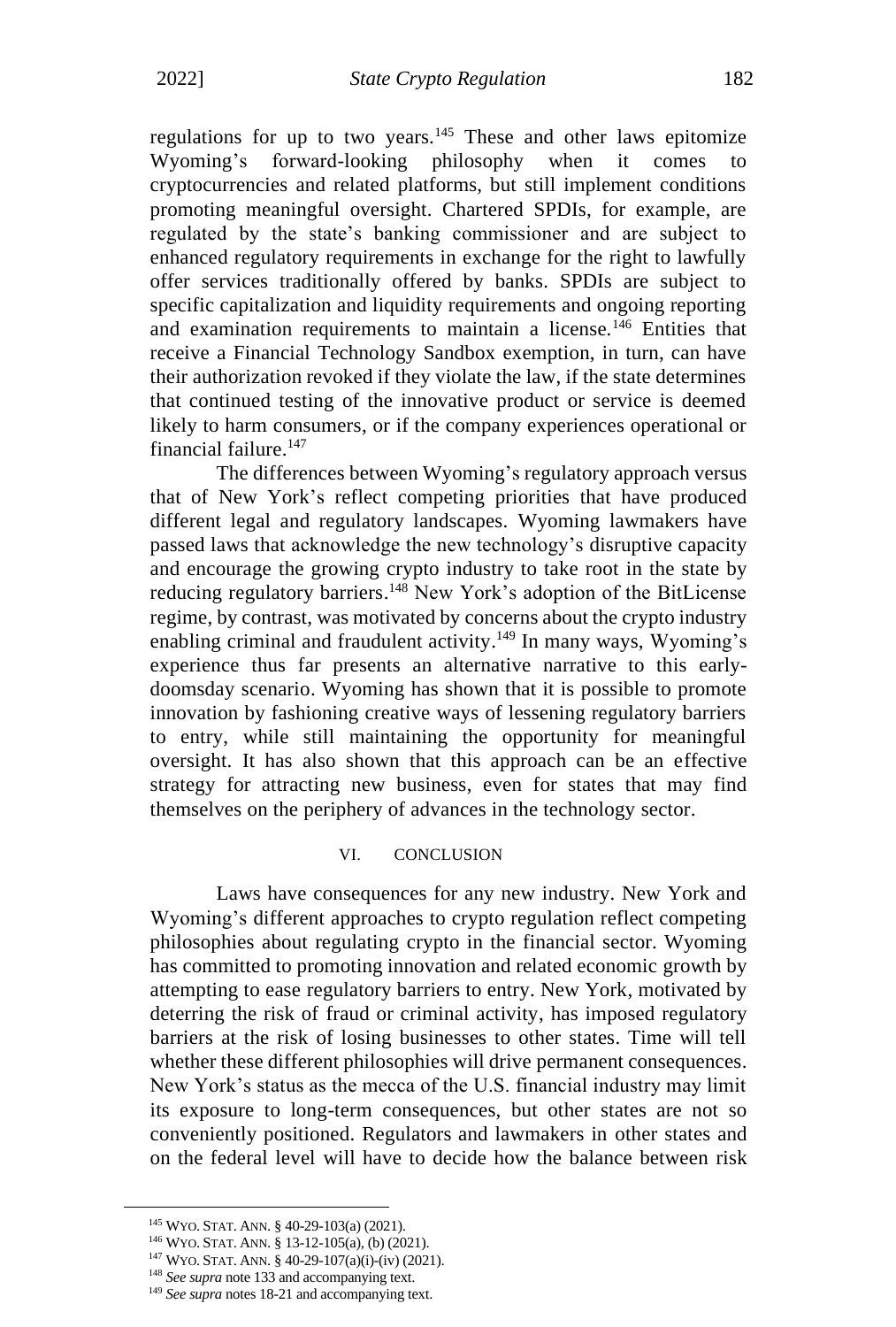regulations for up to two years.[145] These and other laws epitomize Wyoming's forward-looking philosophy when it comes to cryptocurrencies and related platforms, but still implement conditions promoting meaningful oversight. Chartered SPDIs, for example, are regulated by the state's banking commissioner and are subject to enhanced regulatory requirements in exchange for the right to lawfully offer services traditionally offered by banks. SPDIs are subject to specific capitalization and liquidity requirements and ongoing reporting and examination requirements to maintain a license.[146] Entities that receive a Financial Technology Sandbox exemption, in turn, can have their authorization revoked if they violate the law, if the state determines that continued testing of the innovative product or service is deemed likely to harm consumers, or if the company experiences operational or financial failure.[147]

The differences between Wyoming's regulatory approach versus that of New York's reflect competing priorities that have produced different legal and regulatory landscapes. Wyoming lawmakers have passed laws that acknowledge the new technology's disruptive capacity and encourage the growing crypto industry to take root in the state by reducing regulatory barriers.[148] New York's adoption of the BitLicense regime, by contrast, was motivated by concerns about the crypto industry enabling criminal and fraudulent activity.[149] In many ways, Wyoming's experience thus far presents an alternative narrative to this early-doomsday scenario. Wyoming has shown that it is possible to promote innovation by fashioning creative ways of lessening regulatory barriers to entry, while still maintaining the opportunity for meaningful oversight. It has also shown that this approach can be an effective strategy for attracting new business, even for states that may find themselves on the periphery of advances in the technology sector.

## VI. CONCLUSION

Laws have consequences for any new industry. New York and Wyoming's different approaches to crypto regulation reflect competing philosophies about regulating crypto in the financial sector. Wyoming has committed to promoting innovation and related economic growth by attempting to ease regulatory barriers to entry. New York, motivated by deterring the risk of fraud or criminal activity, has imposed regulatory barriers at the risk of losing businesses to other states. Time will tell whether these different philosophies will drive permanent consequences. New York's status as the mecca of the U.S. financial industry may limit its exposure to long-term consequences, but other states are not so conveniently positioned. Regulators and lawmakers in other states and on the federal level will have to decide how the balance between risk

---

[145] WYO. STAT. ANN. § 40-29-103(a) (2021).

[146] WYO. STAT. ANN. § 13-12-105(a), (b) (2021).

[147] WYO. STAT. ANN. § 40-29-107(a)(i)-(iv) (2021).

[148] *See supra* note 133 and accompanying text.

[149] *See supra* notes 18-21 and accompanying text.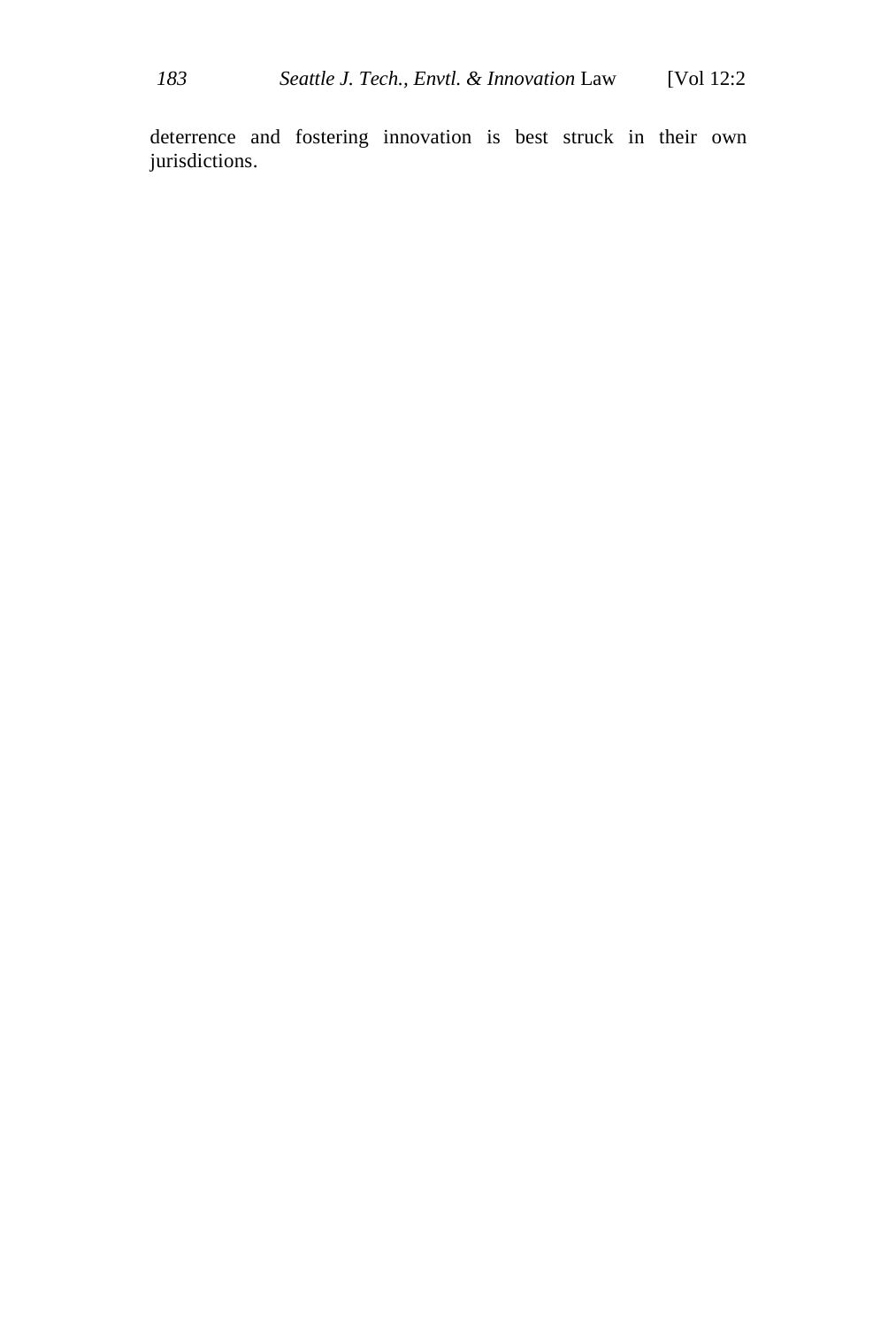deterrence and fostering innovation is best struck in their own jurisdictions.